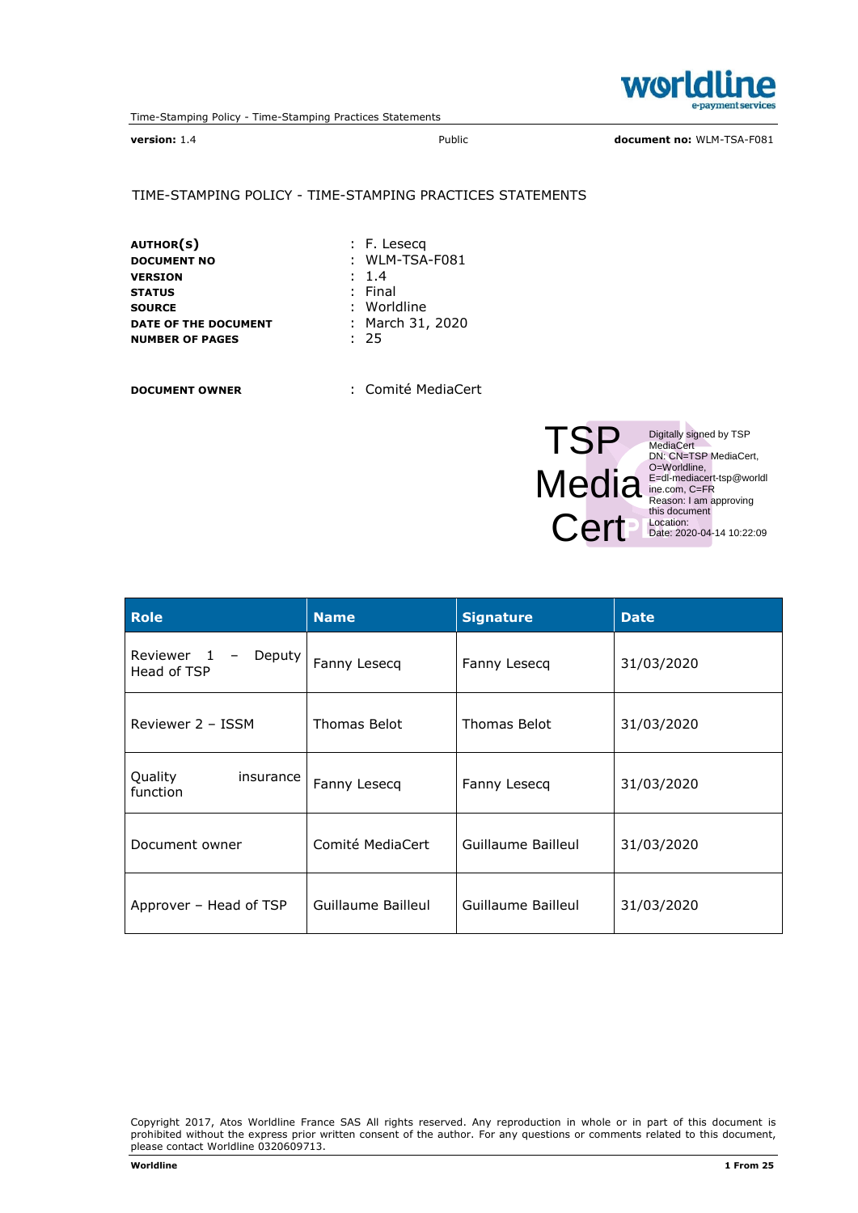**version:** 1.4 Public **document no:** WLM-TSA-F081

# TIME-STAMPING POLICY - TIME-STAMPING PRACTICES STATEMENTS

| | |
|---|---|
| **AUTHOR(S)** | : F. Lesecq |
| **DOCUMENT NO** | : WLM-TSA-F081 |
| **VERSION** | : 1.4 |
| **STATUS** | : Final |
| **SOURCE** | : Worldline |
| **DATE OF THE DOCUMENT** | : March 31, 2020 |
| **NUMBER OF PAGES** | : 25 |

**DOCUMENT OWNER** : Comité MediaCert

TSP MediaCert

Digitally signed by TSP MediaCert
DN: CN=TSP MediaCert, O=Worldline, E=dl-mediacert-tsp@worldline.com, C=FR
Reason: I am approving this document
Location:
Date: 2020-04-14 10:22:09

| Role | Name | Signature | Date |
|---|---|---|---|
| Reviewer 1 – Deputy Head of TSP | Fanny Lesecq | Fanny Lesecq | 31/03/2020 |
| Reviewer 2 – ISSM | Thomas Belot | Thomas Belot | 31/03/2020 |
| Quality insurance function | Fanny Lesecq | Fanny Lesecq | 31/03/2020 |
| Document owner | Comité MediaCert | Guillaume Bailleul | 31/03/2020 |
| Approver – Head of TSP | Guillaume Bailleul | Guillaume Bailleul | 31/03/2020 |

Copyright 2017, Atos Worldline France SAS All rights reserved. Any reproduction in whole or in part of this document is prohibited without the express prior written consent of the author. For any questions or comments related to this document, please contact Worldline 0320609713.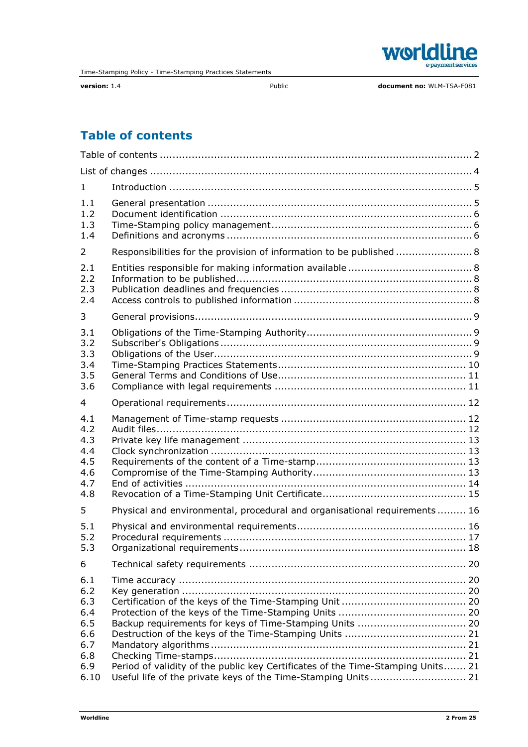# Table of contents

Table of contents ................................................................................ 2

List of changes ................................................................................... 4

1 Introduction ..................................................................................... 5

1.1 General presentation ..................................................................... 5
1.2 Document identification ................................................................. 6
1.3 Time-Stamping policy management .................................................. 6
1.4 Definitions and acronyms ................................................................ 6

2 Responsibilities for the provision of information to be published ........................ 8

2.1 Entities responsible for making information available ........................... 8
2.2 Information to be published ............................................................ 8
2.3 Publication deadlines and frequencies ............................................... 8
2.4 Access controls to published information ........................................... 8

3 General provisions .............................................................................. 9

3.1 Obligations of the Time-Stamping Authority ........................................ 9
3.2 Subscriber's Obligations ................................................................. 9
3.3 Obligations of the User ................................................................... 9
3.4 Time-Stamping Practices Statements ................................................ 10
3.5 General Terms and Conditions of Use ................................................ 11
3.6 Compliance with legal requirements ................................................. 11

4 Operational requirements .................................................................... 12

4.1 Management of Time-stamp requests ............................................... 12
4.2 Audit files ..................................................................................... 12
4.3 Private key life management ............................................................ 13
4.4 Clock synchronization ..................................................................... 13
4.5 Requirements of the content of a Time-stamp ..................................... 13
4.6 Compromise of the Time-Stamping Authority ...................................... 13
4.7 End of activities ............................................................................. 14
4.8 Revocation of a Time-Stamping Unit Certificate ................................... 15

5 Physical and environmental, procedural and organisational requirements ........... 16

5.1 Physical and environmental requirements ........................................... 16
5.2 Procedural requirements ................................................................. 17
5.3 Organizational requirements ............................................................ 18

6 Technical safety requirements ............................................................... 20

6.1 Time accuracy ............................................................................... 20
6.2 Key generation .............................................................................. 20
6.3 Certification of the keys of the Time-Stamping Unit .............................. 20
6.4 Protection of the keys of the Time-Stamping Units ................................ 20
6.5 Backup requirements for keys of Time-Stamping Units ........................... 20
6.6 Destruction of the keys of the Time-Stamping Units .............................. 21
6.7 Mandatory algorithms ..................................................................... 21
6.8 Checking Time-stamps .................................................................... 21
6.9 Period of validity of the public key Certificates of the Time-Stamping Units ....... 21
6.10 Useful life of the private keys of the Time-Stamping Units ..................... 21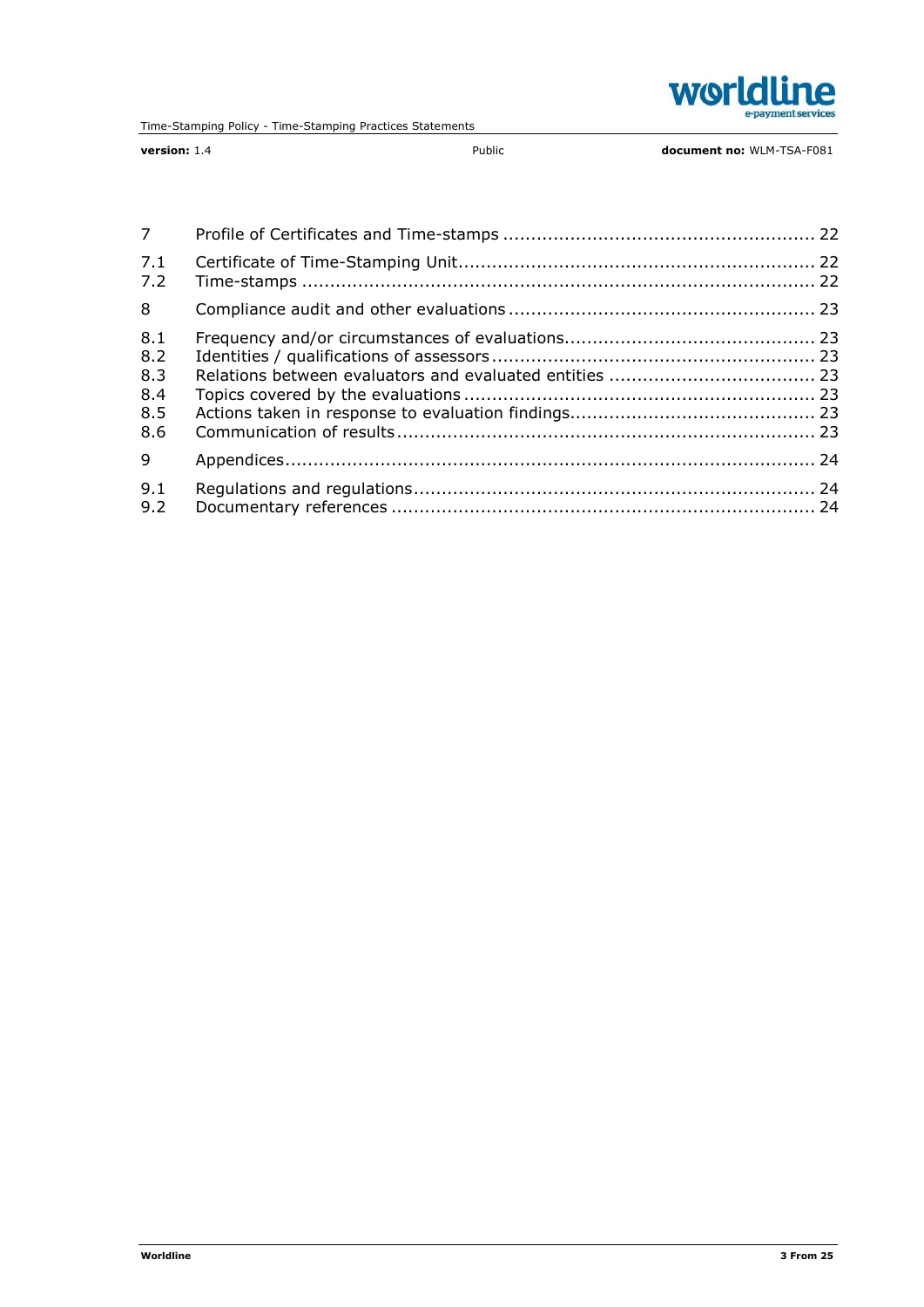| | | |
|---|---|---|
| 7 | Profile of Certificates and Time-stamps | 22 |
| 7.1 | Certificate of Time-Stamping Unit | 22 |
| 7.2 | Time-stamps | 22 |
| 8 | Compliance audit and other evaluations | 23 |
| 8.1 | Frequency and/or circumstances of evaluations | 23 |
| 8.2 | Identities / qualifications of assessors | 23 |
| 8.3 | Relations between evaluators and evaluated entities | 23 |
| 8.4 | Topics covered by the evaluations | 23 |
| 8.5 | Actions taken in response to evaluation findings | 23 |
| 8.6 | Communication of results | 23 |
| 9 | Appendices | 24 |
| 9.1 | Regulations and regulations | 24 |
| 9.2 | Documentary references | 24 |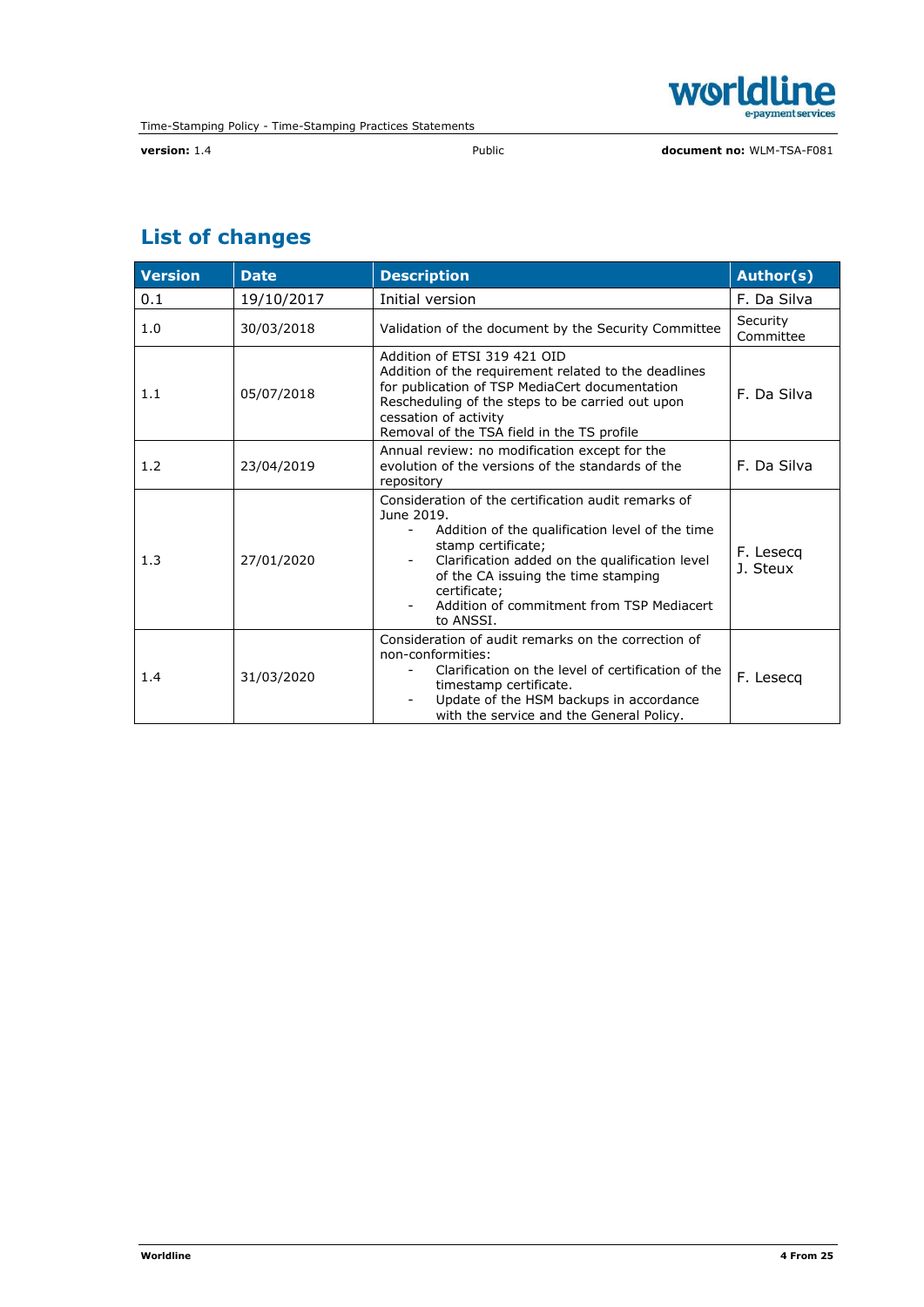## List of changes

| Version | Date | Description | Author(s) |
|---|---|---|---|
| 0.1 | 19/10/2017 | Initial version | F. Da Silva |
| 1.0 | 30/03/2018 | Validation of the document by the Security Committee | Security Committee |
| 1.1 | 05/07/2018 | Addition of ETSI 319 421 OID<br>Addition of the requirement related to the deadlines for publication of TSP MediaCert documentation<br>Rescheduling of the steps to be carried out upon cessation of activity<br>Removal of the TSA field in the TS profile | F. Da Silva |
| 1.2 | 23/04/2019 | Annual review: no modification except for the evolution of the versions of the standards of the repository | F. Da Silva |
| 1.3 | 27/01/2020 | Consideration of the certification audit remarks of June 2019.<br>- Addition of the qualification level of the time stamp certificate;<br>- Clarification added on the qualification level of the CA issuing the time stamping certificate;<br>- Addition of commitment from TSP Mediacert to ANSSI. | F. Lesecq<br>J. Steux |
| 1.4 | 31/03/2020 | Consideration of audit remarks on the correction of non-conformities:<br>- Clarification on the level of certification of the timestamp certificate.<br>- Update of the HSM backups in accordance with the service and the General Policy. | F. Lesecq |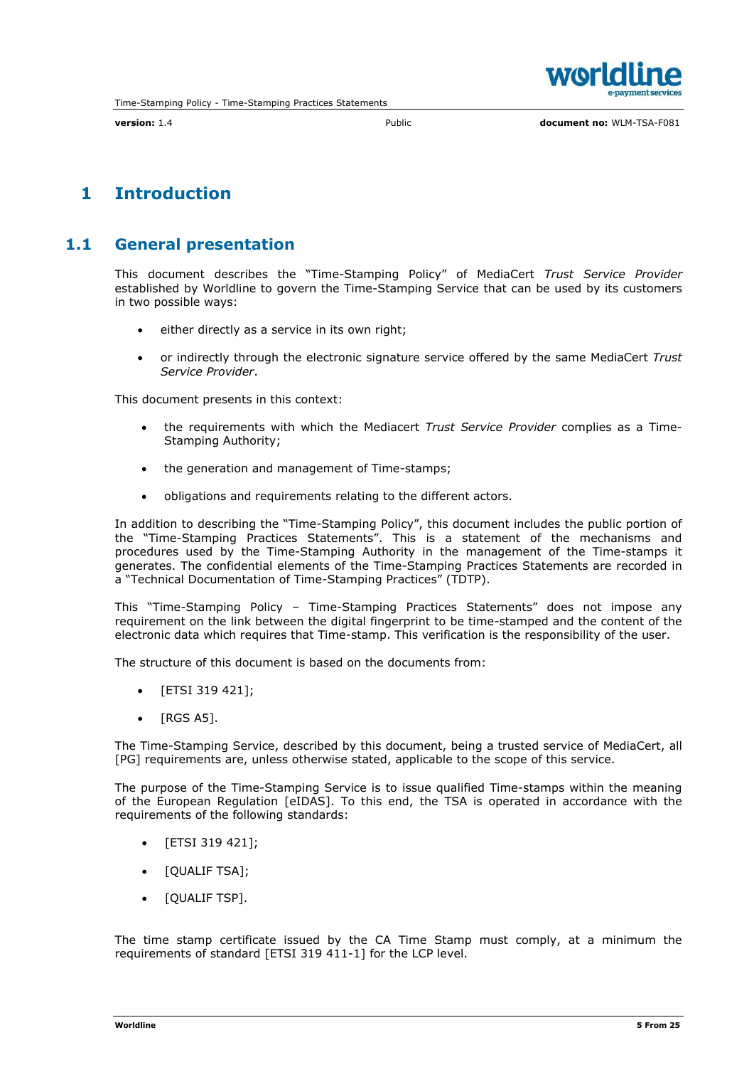# 1 Introduction

## 1.1 General presentation

This document describes the "Time-Stamping Policy" of MediaCert *Trust Service Provider* established by Worldline to govern the Time-Stamping Service that can be used by its customers in two possible ways:

- either directly as a service in its own right;
- or indirectly through the electronic signature service offered by the same MediaCert *Trust Service Provider*.

This document presents in this context:

- the requirements with which the Mediacert *Trust Service Provider* complies as a Time-Stamping Authority;
- the generation and management of Time-stamps;
- obligations and requirements relating to the different actors.

In addition to describing the "Time-Stamping Policy", this document includes the public portion of the "Time-Stamping Practices Statements". This is a statement of the mechanisms and procedures used by the Time-Stamping Authority in the management of the Time-stamps it generates. The confidential elements of the Time-Stamping Practices Statements are recorded in a "Technical Documentation of Time-Stamping Practices" (TDTP).

This "Time-Stamping Policy – Time-Stamping Practices Statements" does not impose any requirement on the link between the digital fingerprint to be time-stamped and the content of the electronic data which requires that Time-stamp. This verification is the responsibility of the user.

The structure of this document is based on the documents from:

- [ETSI 319 421];
- [RGS A5].

The Time-Stamping Service, described by this document, being a trusted service of MediaCert, all [PG] requirements are, unless otherwise stated, applicable to the scope of this service.

The purpose of the Time-Stamping Service is to issue qualified Time-stamps within the meaning of the European Regulation [eIDAS]. To this end, the TSA is operated in accordance with the requirements of the following standards:

- [ETSI 319 421];
- [QUALIF TSA];
- [QUALIF TSP].

The time stamp certificate issued by the CA Time Stamp must comply, at a minimum the requirements of standard [ETSI 319 411-1] for the LCP level.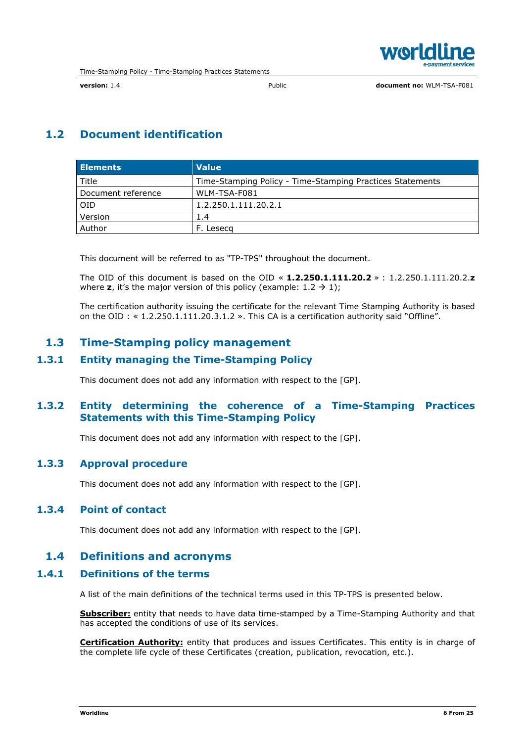## 1.2 Document identification

| Elements | Value |
|---|---|
| Title | Time-Stamping Policy - Time-Stamping Practices Statements |
| Document reference | WLM-TSA-F081 |
| OID | 1.2.250.1.111.20.2.1 |
| Version | 1.4 |
| Author | F. Lesecq |

This document will be referred to as "TP-TPS" throughout the document.

The OID of this document is based on the OID « **1.2.250.1.111.20.2** » : 1.2.250.1.111.20.2.**z** where **z**, it's the major version of this policy (example: 1.2 → 1);

The certification authority issuing the certificate for the relevant Time Stamping Authority is based on the OID : « 1.2.250.1.111.20.3.1.2 ». This CA is a certification authority said "Offline".

## 1.3 Time-Stamping policy management

### 1.3.1 Entity managing the Time-Stamping Policy

This document does not add any information with respect to the [GP].

### 1.3.2 Entity determining the coherence of a Time-Stamping Practices Statements with this Time-Stamping Policy

This document does not add any information with respect to the [GP].

### 1.3.3 Approval procedure

This document does not add any information with respect to the [GP].

### 1.3.4 Point of contact

This document does not add any information with respect to the [GP].

## 1.4 Definitions and acronyms

### 1.4.1 Definitions of the terms

A list of the main definitions of the technical terms used in this TP-TPS is presented below.

**Subscriber:** entity that needs to have data time-stamped by a Time-Stamping Authority and that has accepted the conditions of use of its services.

**Certification Authority:** entity that produces and issues Certificates. This entity is in charge of the complete life cycle of these Certificates (creation, publication, revocation, etc.).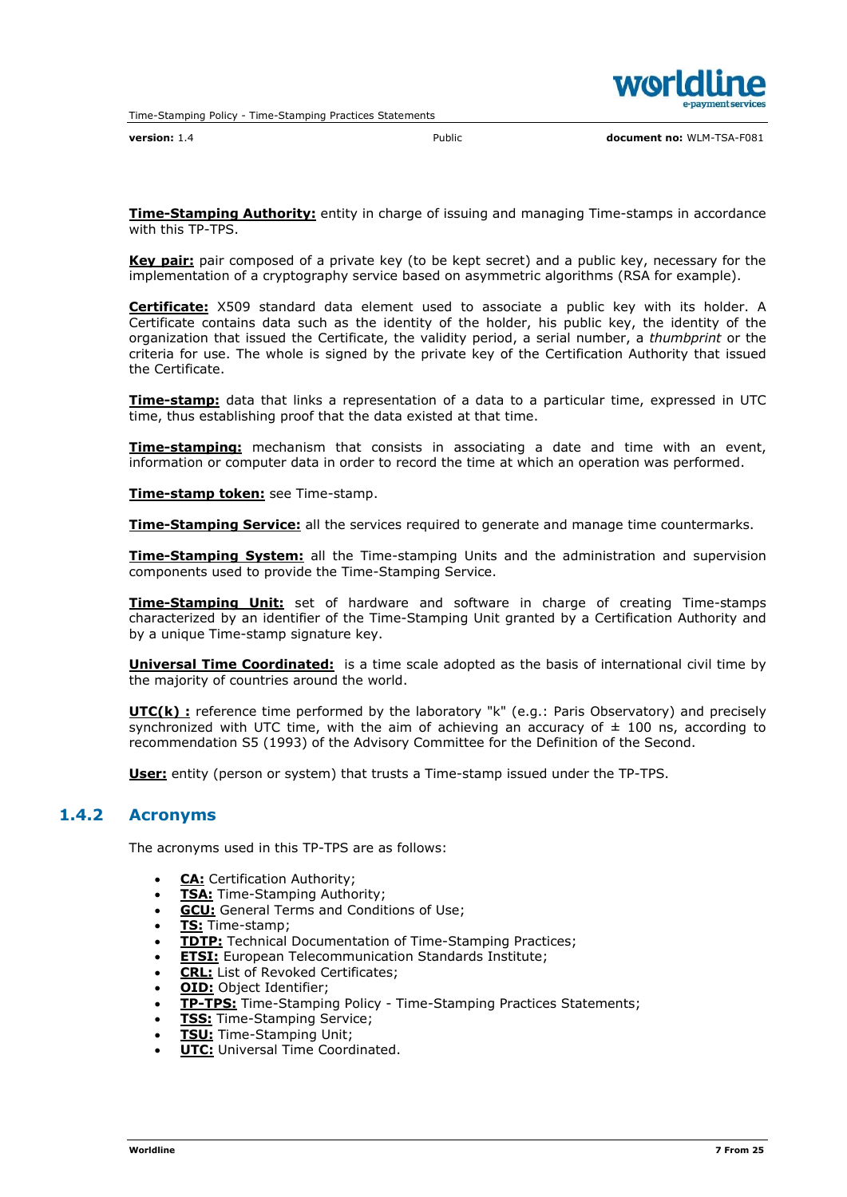**Time-Stamping Authority:** entity in charge of issuing and managing Time-stamps in accordance with this TP-TPS.

**Key pair:** pair composed of a private key (to be kept secret) and a public key, necessary for the implementation of a cryptography service based on asymmetric algorithms (RSA for example).

**Certificate:** X509 standard data element used to associate a public key with its holder. A Certificate contains data such as the identity of the holder, his public key, the identity of the organization that issued the Certificate, the validity period, a serial number, a *thumbprint* or the criteria for use. The whole is signed by the private key of the Certification Authority that issued the Certificate.

**Time-stamp:** data that links a representation of a data to a particular time, expressed in UTC time, thus establishing proof that the data existed at that time.

**Time-stamping:** mechanism that consists in associating a date and time with an event, information or computer data in order to record the time at which an operation was performed.

**Time-stamp token:** see Time-stamp.

**Time-Stamping Service:** all the services required to generate and manage time countermarks.

**Time-Stamping System:** all the Time-stamping Units and the administration and supervision components used to provide the Time-Stamping Service.

**Time-Stamping Unit:** set of hardware and software in charge of creating Time-stamps characterized by an identifier of the Time-Stamping Unit granted by a Certification Authority and by a unique Time-stamp signature key.

**Universal Time Coordinated:** is a time scale adopted as the basis of international civil time by the majority of countries around the world.

**UTC(k) :** reference time performed by the laboratory "k" (e.g.: Paris Observatory) and precisely synchronized with UTC time, with the aim of achieving an accuracy of ± 100 ns, according to recommendation S5 (1993) of the Advisory Committee for the Definition of the Second.

**User:** entity (person or system) that trusts a Time-stamp issued under the TP-TPS.

### 1.4.2 Acronyms

The acronyms used in this TP-TPS are as follows:

- **CA:** Certification Authority;
- **TSA:** Time-Stamping Authority;
- **GCU:** General Terms and Conditions of Use;
- **TS:** Time-stamp;
- **TDTP:** Technical Documentation of Time-Stamping Practices;
- **ETSI:** European Telecommunication Standards Institute;
- **CRL:** List of Revoked Certificates;
- **OID:** Object Identifier;
- **TP-TPS:** Time-Stamping Policy - Time-Stamping Practices Statements;
- **TSS:** Time-Stamping Service;
- **TSU:** Time-Stamping Unit;
- **UTC:** Universal Time Coordinated.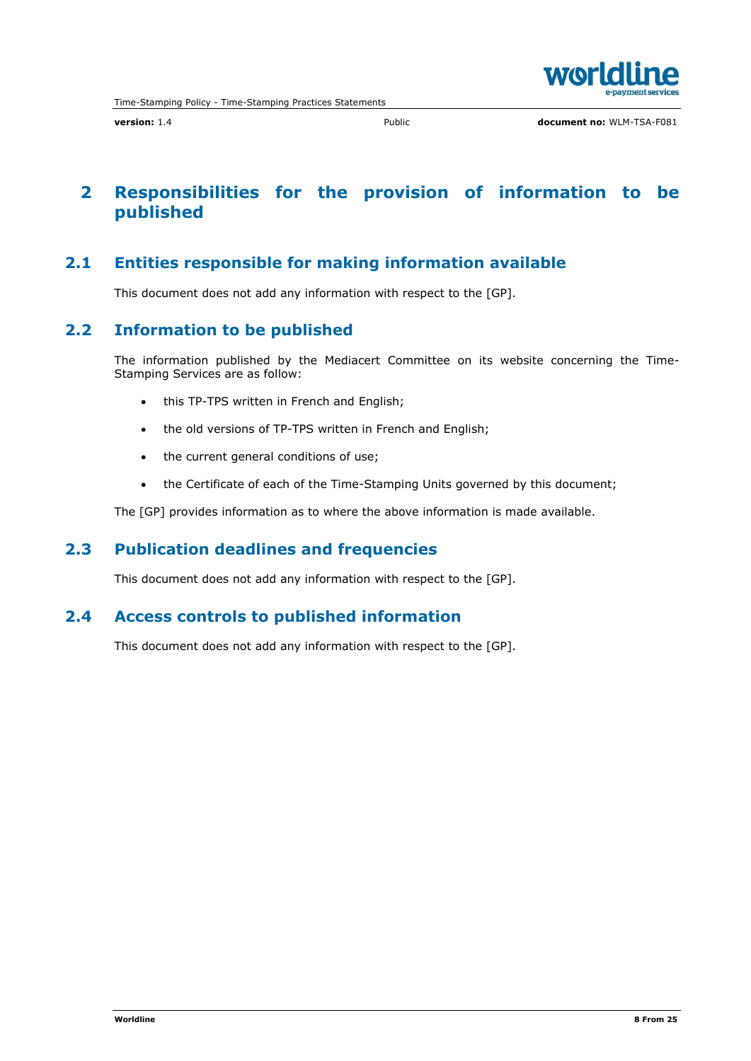# 2 Responsibilities for the provision of information to be published

## 2.1 Entities responsible for making information available

This document does not add any information with respect to the [GP].

## 2.2 Information to be published

The information published by the Mediacert Committee on its website concerning the Time-Stamping Services are as follow:

- this TP-TPS written in French and English;
- the old versions of TP-TPS written in French and English;
- the current general conditions of use;
- the Certificate of each of the Time-Stamping Units governed by this document;

The [GP] provides information as to where the above information is made available.

## 2.3 Publication deadlines and frequencies

This document does not add any information with respect to the [GP].

## 2.4 Access controls to published information

This document does not add any information with respect to the [GP].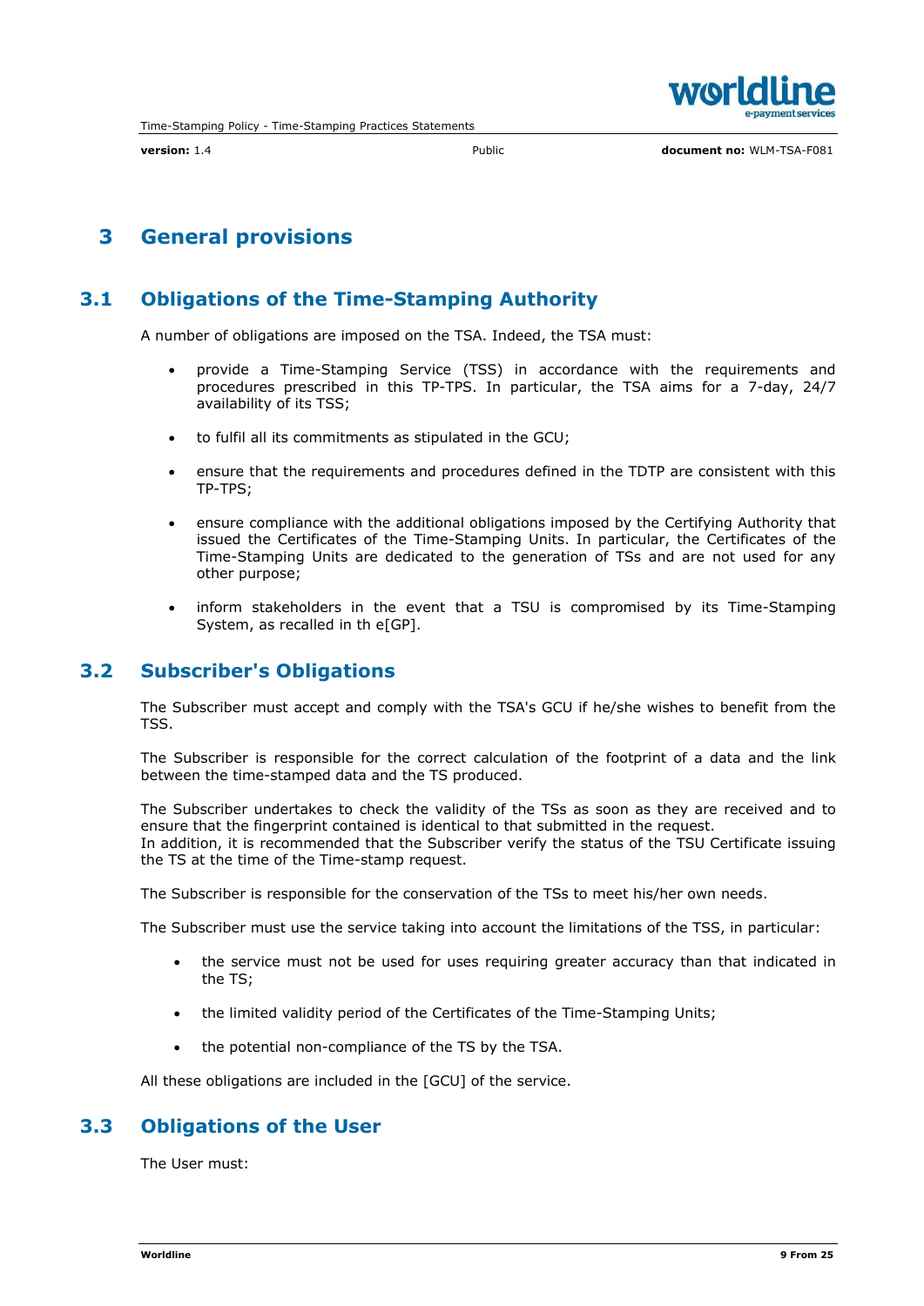# 3 General provisions

## 3.1 Obligations of the Time-Stamping Authority

A number of obligations are imposed on the TSA. Indeed, the TSA must:

- provide a Time-Stamping Service (TSS) in accordance with the requirements and procedures prescribed in this TP-TPS. In particular, the TSA aims for a 7-day, 24/7 availability of its TSS;
- to fulfil all its commitments as stipulated in the GCU;
- ensure that the requirements and procedures defined in the TDTP are consistent with this TP-TPS;
- ensure compliance with the additional obligations imposed by the Certifying Authority that issued the Certificates of the Time-Stamping Units. In particular, the Certificates of the Time-Stamping Units are dedicated to the generation of TSs and are not used for any other purpose;
- inform stakeholders in the event that a TSU is compromised by its Time-Stamping System, as recalled in th e[GP].

## 3.2 Subscriber's Obligations

The Subscriber must accept and comply with the TSA's GCU if he/she wishes to benefit from the TSS.

The Subscriber is responsible for the correct calculation of the footprint of a data and the link between the time-stamped data and the TS produced.

The Subscriber undertakes to check the validity of the TSs as soon as they are received and to ensure that the fingerprint contained is identical to that submitted in the request.
In addition, it is recommended that the Subscriber verify the status of the TSU Certificate issuing the TS at the time of the Time-stamp request.

The Subscriber is responsible for the conservation of the TSs to meet his/her own needs.

The Subscriber must use the service taking into account the limitations of the TSS, in particular:

- the service must not be used for uses requiring greater accuracy than that indicated in the TS;
- the limited validity period of the Certificates of the Time-Stamping Units;
- the potential non-compliance of the TS by the TSA.

All these obligations are included in the [GCU] of the service.

## 3.3 Obligations of the User

The User must: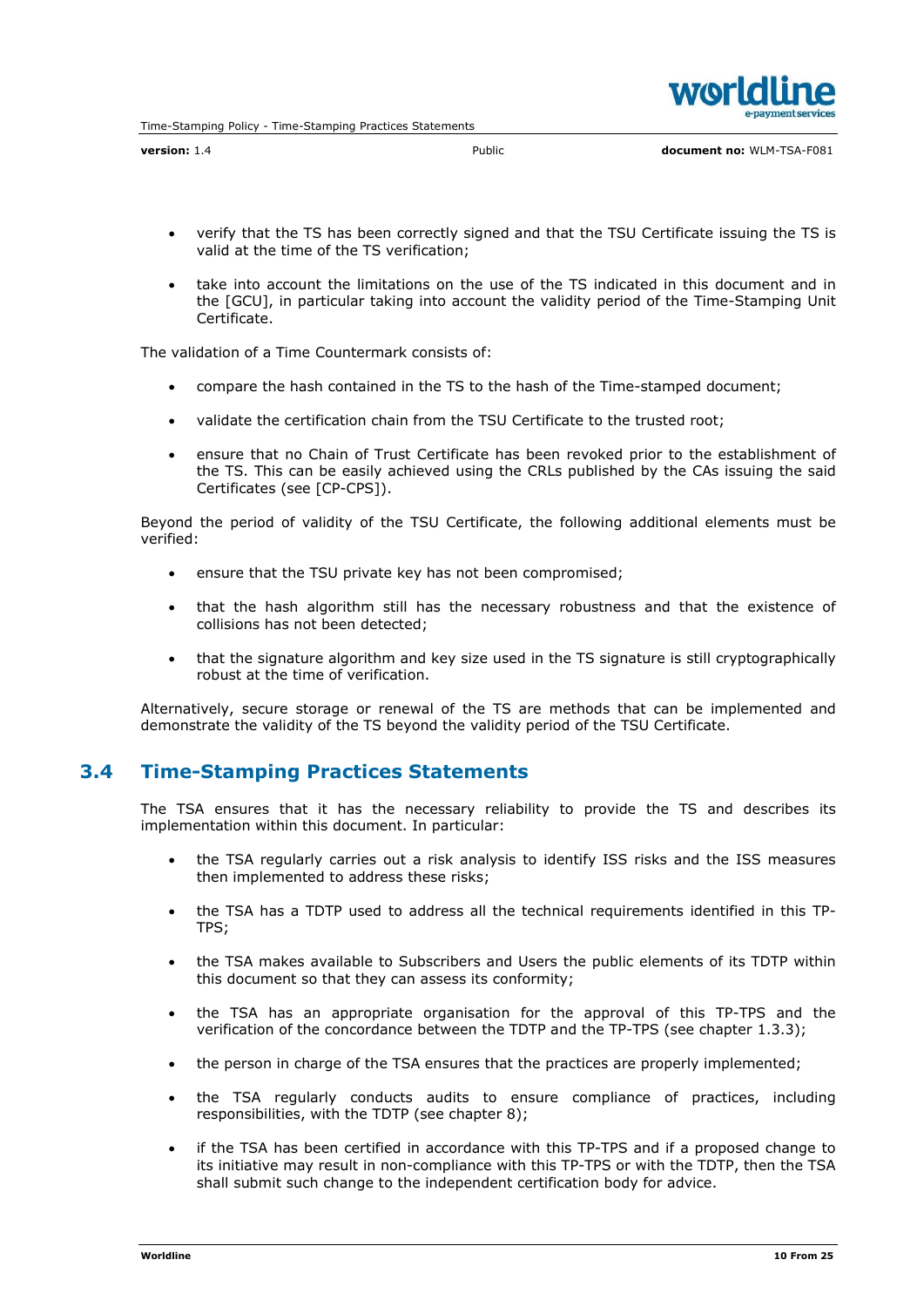- verify that the TS has been correctly signed and that the TSU Certificate issuing the TS is valid at the time of the TS verification;
- take into account the limitations on the use of the TS indicated in this document and in the [GCU], in particular taking into account the validity period of the Time-Stamping Unit Certificate.

The validation of a Time Countermark consists of:

- compare the hash contained in the TS to the hash of the Time-stamped document;
- validate the certification chain from the TSU Certificate to the trusted root;
- ensure that no Chain of Trust Certificate has been revoked prior to the establishment of the TS. This can be easily achieved using the CRLs published by the CAs issuing the said Certificates (see [CP-CPS]).

Beyond the period of validity of the TSU Certificate, the following additional elements must be verified:

- ensure that the TSU private key has not been compromised;
- that the hash algorithm still has the necessary robustness and that the existence of collisions has not been detected;
- that the signature algorithm and key size used in the TS signature is still cryptographically robust at the time of verification.

Alternatively, secure storage or renewal of the TS are methods that can be implemented and demonstrate the validity of the TS beyond the validity period of the TSU Certificate.

## 3.4 Time-Stamping Practices Statements

The TSA ensures that it has the necessary reliability to provide the TS and describes its implementation within this document. In particular:

- the TSA regularly carries out a risk analysis to identify ISS risks and the ISS measures then implemented to address these risks;
- the TSA has a TDTP used to address all the technical requirements identified in this TP-TPS;
- the TSA makes available to Subscribers and Users the public elements of its TDTP within this document so that they can assess its conformity;
- the TSA has an appropriate organisation for the approval of this TP-TPS and the verification of the concordance between the TDTP and the TP-TPS (see chapter 1.3.3);
- the person in charge of the TSA ensures that the practices are properly implemented;
- the TSA regularly conducts audits to ensure compliance of practices, including responsibilities, with the TDTP (see chapter 8);
- if the TSA has been certified in accordance with this TP-TPS and if a proposed change to its initiative may result in non-compliance with this TP-TPS or with the TDTP, then the TSA shall submit such change to the independent certification body for advice.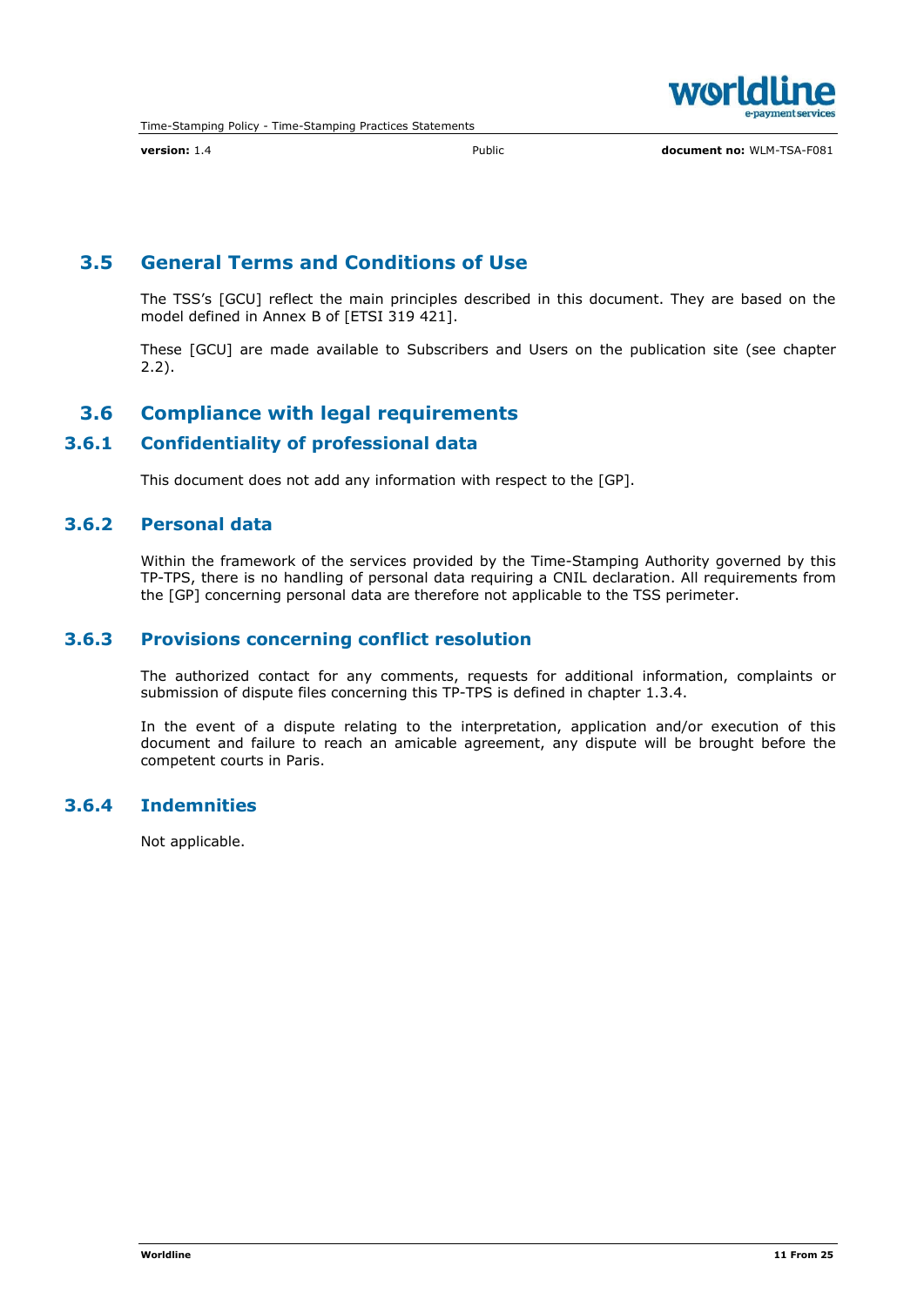## 3.5 General Terms and Conditions of Use

The TSS's [GCU] reflect the main principles described in this document. They are based on the model defined in Annex B of [ETSI 319 421].

These [GCU] are made available to Subscribers and Users on the publication site (see chapter 2.2).

## 3.6 Compliance with legal requirements

### 3.6.1 Confidentiality of professional data

This document does not add any information with respect to the [GP].

### 3.6.2 Personal data

Within the framework of the services provided by the Time-Stamping Authority governed by this TP-TPS, there is no handling of personal data requiring a CNIL declaration. All requirements from the [GP] concerning personal data are therefore not applicable to the TSS perimeter.

### 3.6.3 Provisions concerning conflict resolution

The authorized contact for any comments, requests for additional information, complaints or submission of dispute files concerning this TP-TPS is defined in chapter 1.3.4.

In the event of a dispute relating to the interpretation, application and/or execution of this document and failure to reach an amicable agreement, any dispute will be brought before the competent courts in Paris.

### 3.6.4 Indemnities

Not applicable.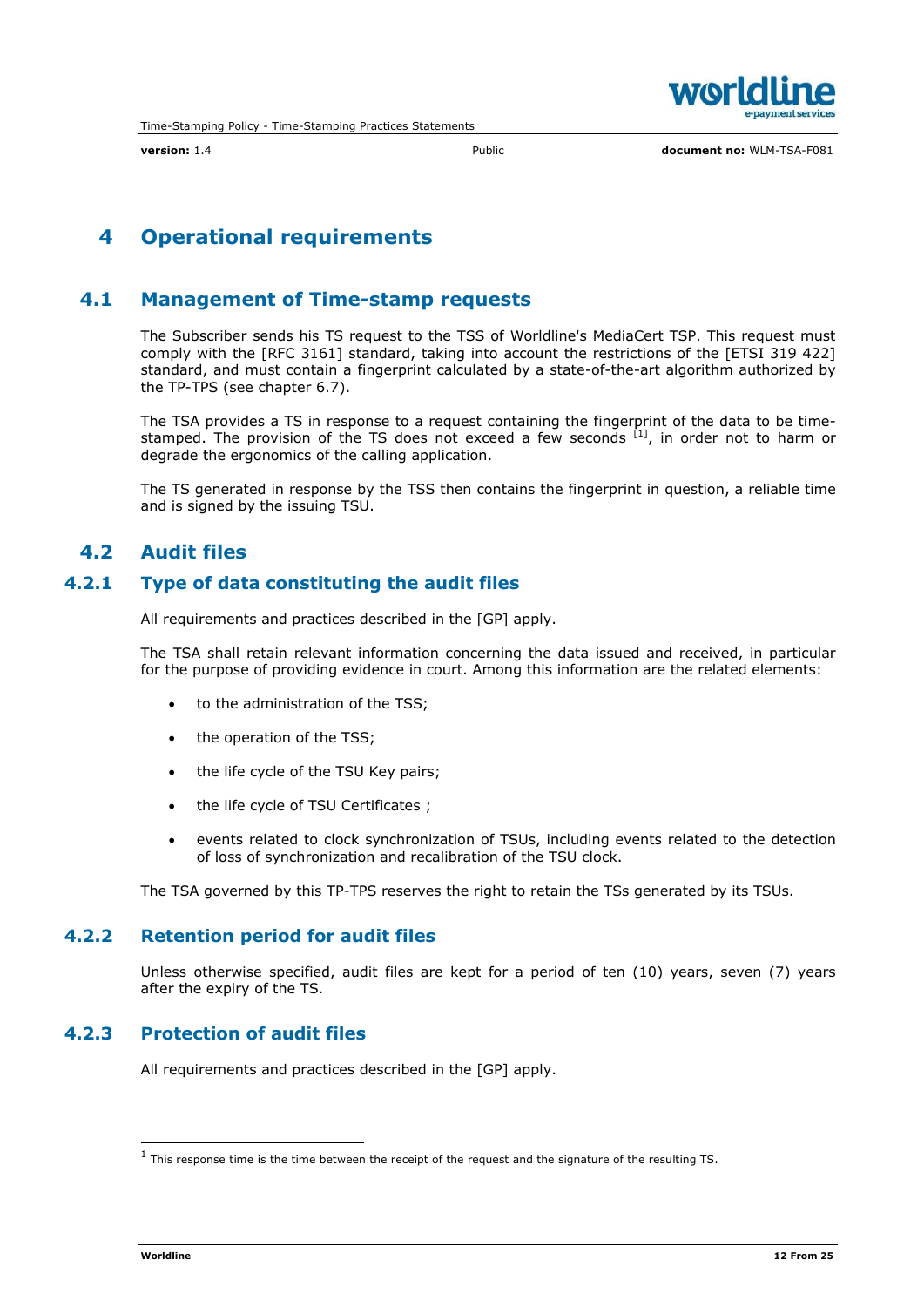# 4 Operational requirements

## 4.1 Management of Time-stamp requests

The Subscriber sends his TS request to the TSS of Worldline's MediaCert TSP. This request must comply with the [RFC 3161] standard, taking into account the restrictions of the [ETSI 319 422] standard, and must contain a fingerprint calculated by a state-of-the-art algorithm authorized by the TP-TPS (see chapter 6.7).

The TSA provides a TS in response to a request containing the fingerprint of the data to be time-stamped. The provision of the TS does not exceed a few seconds [1], in order not to harm or degrade the ergonomics of the calling application.

The TS generated in response by the TSS then contains the fingerprint in question, a reliable time and is signed by the issuing TSU.

## 4.2 Audit files

### 4.2.1 Type of data constituting the audit files

All requirements and practices described in the [GP] apply.

The TSA shall retain relevant information concerning the data issued and received, in particular for the purpose of providing evidence in court. Among this information are the related elements:

- to the administration of the TSS;
- the operation of the TSS;
- the life cycle of the TSU Key pairs;
- the life cycle of TSU Certificates ;
- events related to clock synchronization of TSUs, including events related to the detection of loss of synchronization and recalibration of the TSU clock.

The TSA governed by this TP-TPS reserves the right to retain the TSs generated by its TSUs.

### 4.2.2 Retention period for audit files

Unless otherwise specified, audit files are kept for a period of ten (10) years, seven (7) years after the expiry of the TS.

### 4.2.3 Protection of audit files

All requirements and practices described in the [GP] apply.

---

[1] This response time is the time between the receipt of the request and the signature of the resulting TS.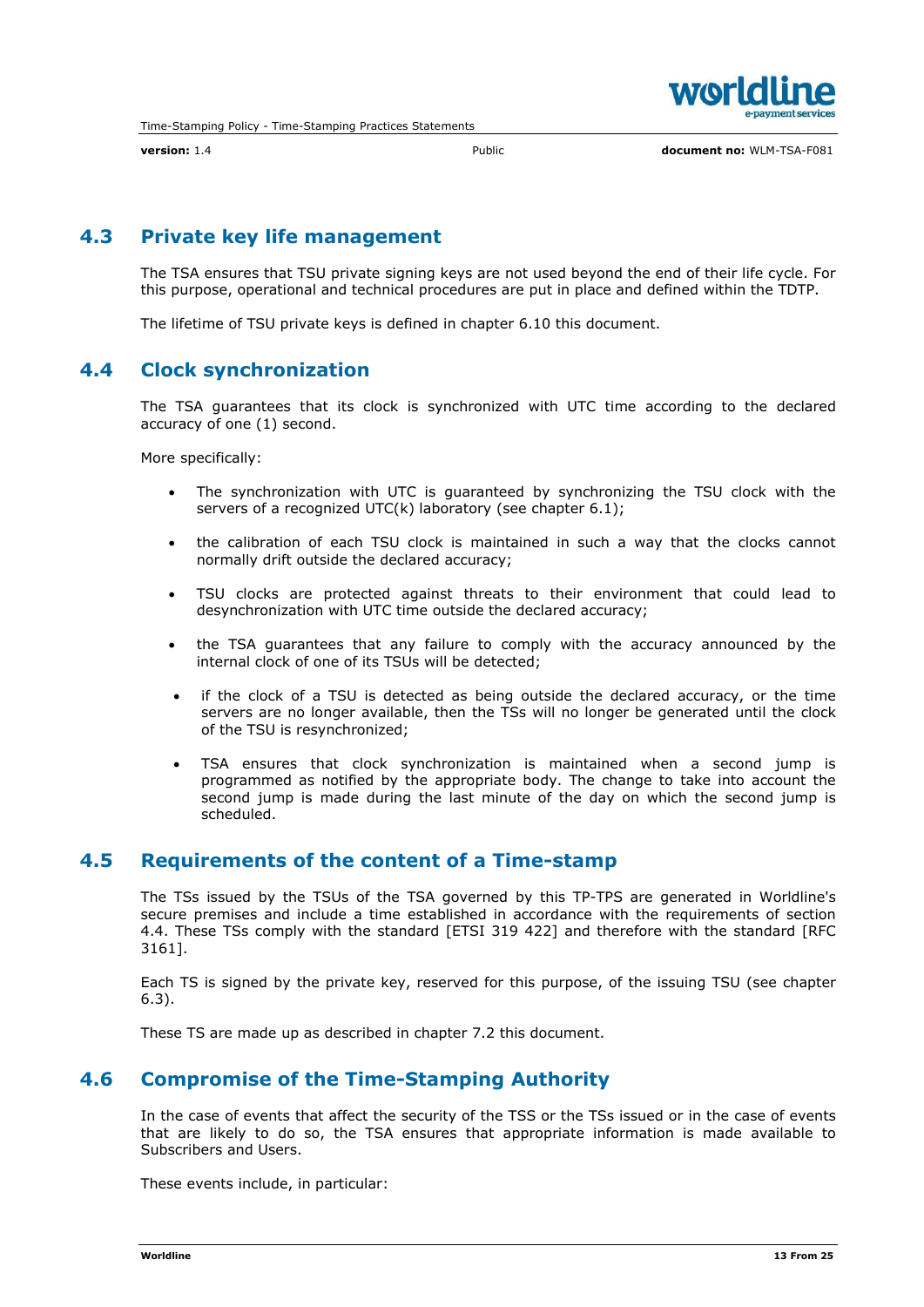## 4.3 Private key life management

The TSA ensures that TSU private signing keys are not used beyond the end of their life cycle. For this purpose, operational and technical procedures are put in place and defined within the TDTP.

The lifetime of TSU private keys is defined in chapter 6.10 this document.

## 4.4 Clock synchronization

The TSA guarantees that its clock is synchronized with UTC time according to the declared accuracy of one (1) second.

More specifically:

- The synchronization with UTC is guaranteed by synchronizing the TSU clock with the servers of a recognized UTC(k) laboratory (see chapter 6.1);
- the calibration of each TSU clock is maintained in such a way that the clocks cannot normally drift outside the declared accuracy;
- TSU clocks are protected against threats to their environment that could lead to desynchronization with UTC time outside the declared accuracy;
- the TSA guarantees that any failure to comply with the accuracy announced by the internal clock of one of its TSUs will be detected;
- if the clock of a TSU is detected as being outside the declared accuracy, or the time servers are no longer available, then the TSs will no longer be generated until the clock of the TSU is resynchronized;
- TSA ensures that clock synchronization is maintained when a second jump is programmed as notified by the appropriate body. The change to take into account the second jump is made during the last minute of the day on which the second jump is scheduled.

## 4.5 Requirements of the content of a Time-stamp

The TSs issued by the TSUs of the TSA governed by this TP-TPS are generated in Worldline's secure premises and include a time established in accordance with the requirements of section 4.4. These TSs comply with the standard [ETSI 319 422] and therefore with the standard [RFC 3161].

Each TS is signed by the private key, reserved for this purpose, of the issuing TSU (see chapter 6.3).

These TS are made up as described in chapter 7.2 this document.

## 4.6 Compromise of the Time-Stamping Authority

In the case of events that affect the security of the TSS or the TSs issued or in the case of events that are likely to do so, the TSA ensures that appropriate information is made available to Subscribers and Users.

These events include, in particular: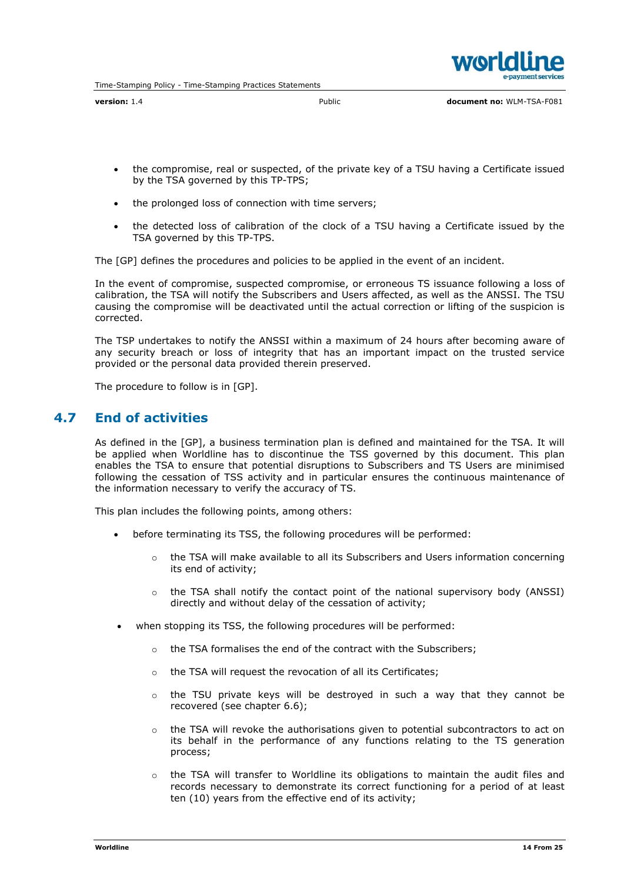- the compromise, real or suspected, of the private key of a TSU having a Certificate issued by the TSA governed by this TP-TPS;
- the prolonged loss of connection with time servers;
- the detected loss of calibration of the clock of a TSU having a Certificate issued by the TSA governed by this TP-TPS.

The [GP] defines the procedures and policies to be applied in the event of an incident.

In the event of compromise, suspected compromise, or erroneous TS issuance following a loss of calibration, the TSA will notify the Subscribers and Users affected, as well as the ANSSI. The TSU causing the compromise will be deactivated until the actual correction or lifting of the suspicion is corrected.

The TSP undertakes to notify the ANSSI within a maximum of 24 hours after becoming aware of any security breach or loss of integrity that has an important impact on the trusted service provided or the personal data provided therein preserved.

The procedure to follow is in [GP].

## 4.7 End of activities

As defined in the [GP], a business termination plan is defined and maintained for the TSA. It will be applied when Worldline has to discontinue the TSS governed by this document. This plan enables the TSA to ensure that potential disruptions to Subscribers and TS Users are minimised following the cessation of TSS activity and in particular ensures the continuous maintenance of the information necessary to verify the accuracy of TS.

This plan includes the following points, among others:

- before terminating its TSS, the following procedures will be performed:
  - the TSA will make available to all its Subscribers and Users information concerning its end of activity;
  - the TSA shall notify the contact point of the national supervisory body (ANSSI) directly and without delay of the cessation of activity;
- when stopping its TSS, the following procedures will be performed:
  - the TSA formalises the end of the contract with the Subscribers;
  - the TSA will request the revocation of all its Certificates;
  - the TSU private keys will be destroyed in such a way that they cannot be recovered (see chapter 6.6);
  - the TSA will revoke the authorisations given to potential subcontractors to act on its behalf in the performance of any functions relating to the TS generation process;
  - the TSA will transfer to Worldline its obligations to maintain the audit files and records necessary to demonstrate its correct functioning for a period of at least ten (10) years from the effective end of its activity;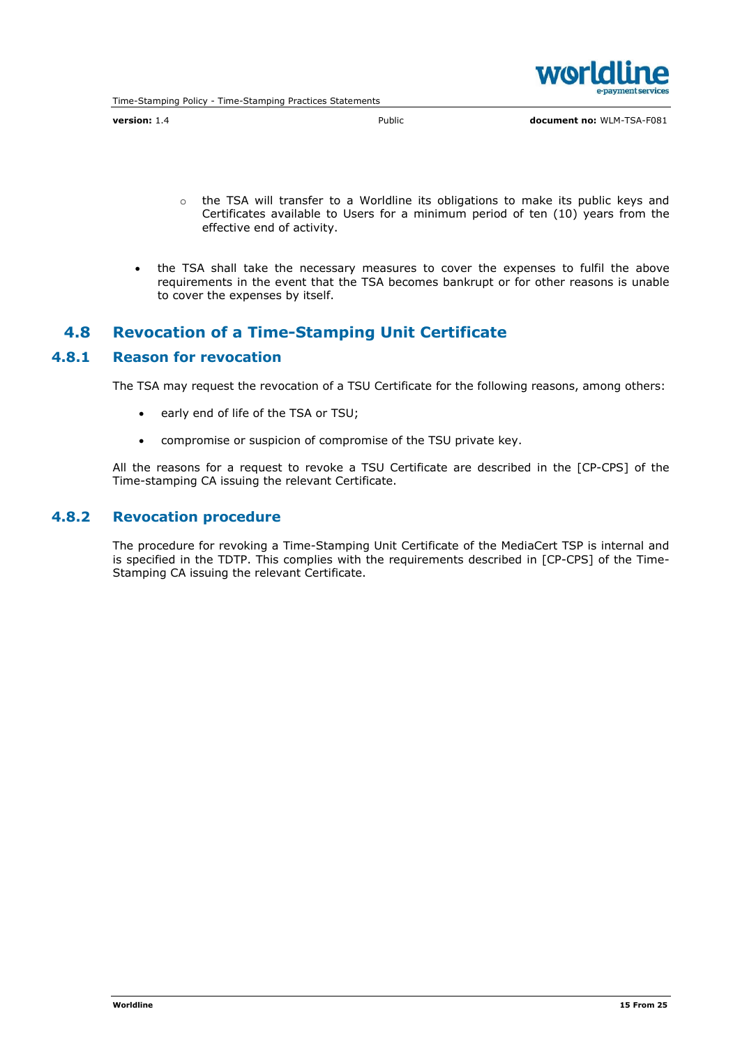- the TSA will transfer to a Worldline its obligations to make its public keys and Certificates available to Users for a minimum period of ten (10) years from the effective end of activity.

- the TSA shall take the necessary measures to cover the expenses to fulfil the above requirements in the event that the TSA becomes bankrupt or for other reasons is unable to cover the expenses by itself.

## 4.8 Revocation of a Time-Stamping Unit Certificate

### 4.8.1 Reason for revocation

The TSA may request the revocation of a TSU Certificate for the following reasons, among others:

- early end of life of the TSA or TSU;
- compromise or suspicion of compromise of the TSU private key.

All the reasons for a request to revoke a TSU Certificate are described in the [CP-CPS] of the Time-stamping CA issuing the relevant Certificate.

### 4.8.2 Revocation procedure

The procedure for revoking a Time-Stamping Unit Certificate of the MediaCert TSP is internal and is specified in the TDTP. This complies with the requirements described in [CP-CPS] of the Time-Stamping CA issuing the relevant Certificate.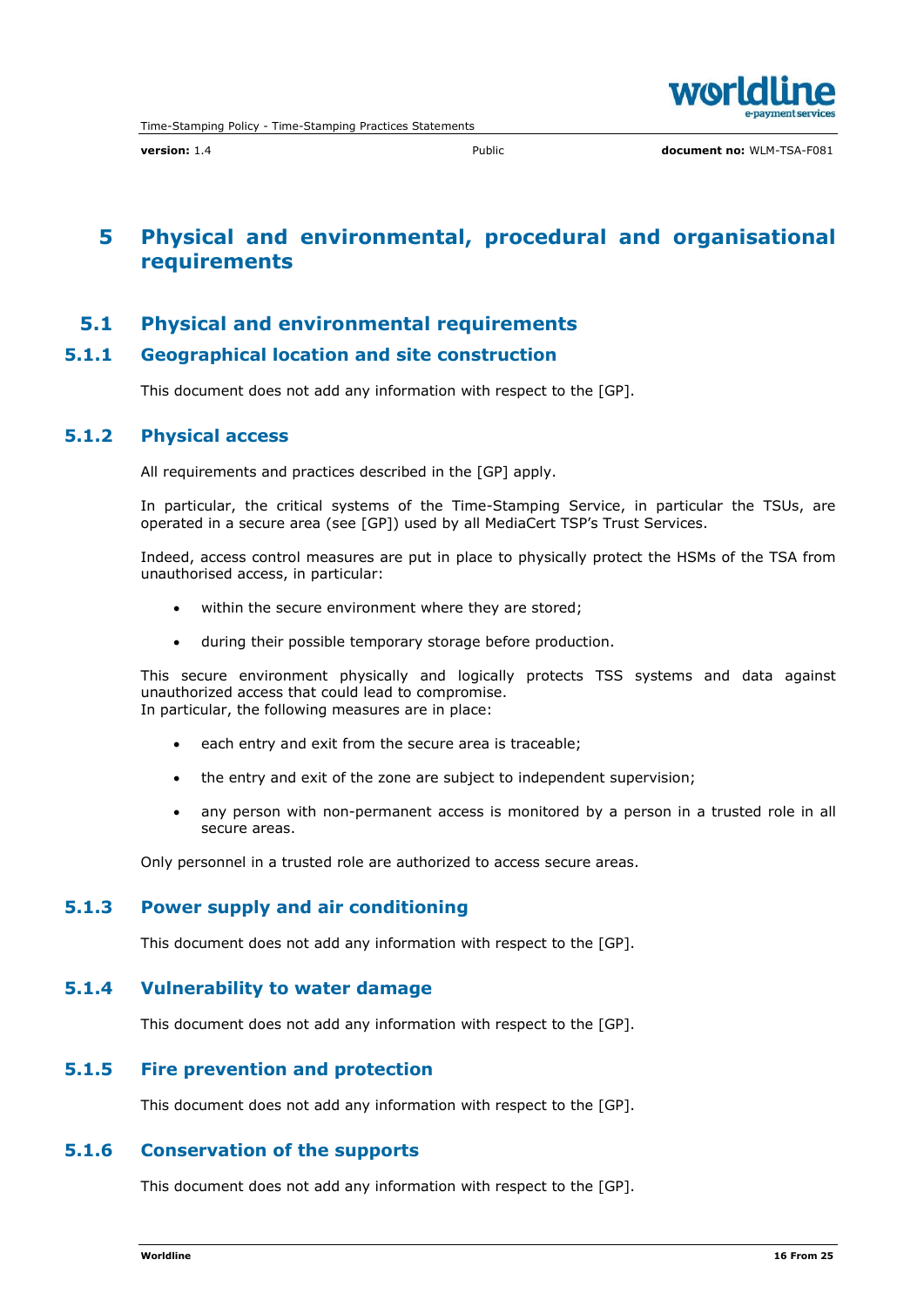# 5 Physical and environmental, procedural and organisational requirements

## 5.1 Physical and environmental requirements

### 5.1.1 Geographical location and site construction

This document does not add any information with respect to the [GP].

### 5.1.2 Physical access

All requirements and practices described in the [GP] apply.

In particular, the critical systems of the Time-Stamping Service, in particular the TSUs, are operated in a secure area (see [GP]) used by all MediaCert TSP's Trust Services.

Indeed, access control measures are put in place to physically protect the HSMs of the TSA from unauthorised access, in particular:

- within the secure environment where they are stored;
- during their possible temporary storage before production.

This secure environment physically and logically protects TSS systems and data against unauthorized access that could lead to compromise.
In particular, the following measures are in place:

- each entry and exit from the secure area is traceable;
- the entry and exit of the zone are subject to independent supervision;
- any person with non-permanent access is monitored by a person in a trusted role in all secure areas.

Only personnel in a trusted role are authorized to access secure areas.

### 5.1.3 Power supply and air conditioning

This document does not add any information with respect to the [GP].

### 5.1.4 Vulnerability to water damage

This document does not add any information with respect to the [GP].

### 5.1.5 Fire prevention and protection

This document does not add any information with respect to the [GP].

### 5.1.6 Conservation of the supports

This document does not add any information with respect to the [GP].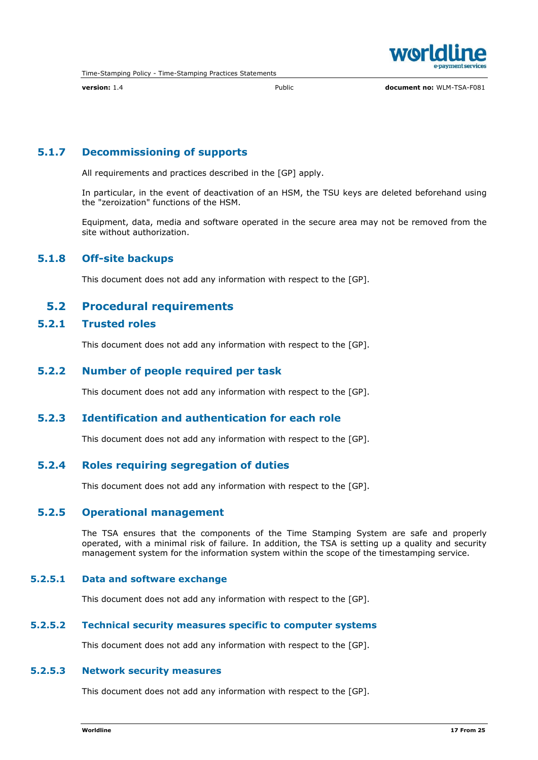### 5.1.7 Decommissioning of supports

All requirements and practices described in the [GP] apply.

In particular, in the event of deactivation of an HSM, the TSU keys are deleted beforehand using the "zeroization" functions of the HSM.

Equipment, data, media and software operated in the secure area may not be removed from the site without authorization.

### 5.1.8 Off-site backups

This document does not add any information with respect to the [GP].

## 5.2 Procedural requirements

### 5.2.1 Trusted roles

This document does not add any information with respect to the [GP].

### 5.2.2 Number of people required per task

This document does not add any information with respect to the [GP].

### 5.2.3 Identification and authentication for each role

This document does not add any information with respect to the [GP].

### 5.2.4 Roles requiring segregation of duties

This document does not add any information with respect to the [GP].

### 5.2.5 Operational management

The TSA ensures that the components of the Time Stamping System are safe and properly operated, with a minimal risk of failure. In addition, the TSA is setting up a quality and security management system for the information system within the scope of the timestamping service.

#### 5.2.5.1 Data and software exchange

This document does not add any information with respect to the [GP].

#### 5.2.5.2 Technical security measures specific to computer systems

This document does not add any information with respect to the [GP].

#### 5.2.5.3 Network security measures

This document does not add any information with respect to the [GP].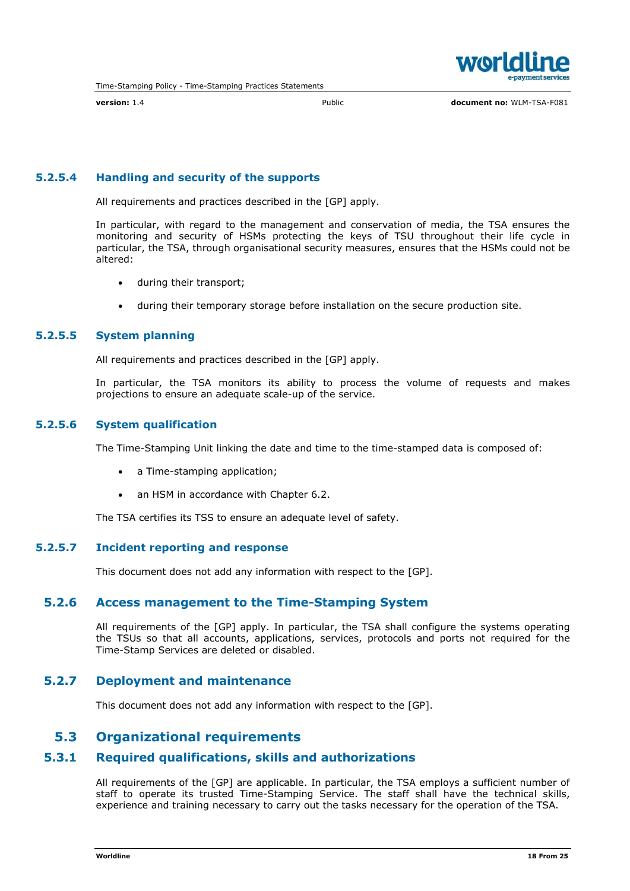#### 5.2.5.4 Handling and security of the supports

All requirements and practices described in the [GP] apply.

In particular, with regard to the management and conservation of media, the TSA ensures the monitoring and security of HSMs protecting the keys of TSU throughout their life cycle in particular, the TSA, through organisational security measures, ensures that the HSMs could not be altered:

- during their transport;
- during their temporary storage before installation on the secure production site.

#### 5.2.5.5 System planning

All requirements and practices described in the [GP] apply.

In particular, the TSA monitors its ability to process the volume of requests and makes projections to ensure an adequate scale-up of the service.

#### 5.2.5.6 System qualification

The Time-Stamping Unit linking the date and time to the time-stamped data is composed of:

- a Time-stamping application;
- an HSM in accordance with Chapter 6.2.

The TSA certifies its TSS to ensure an adequate level of safety.

#### 5.2.5.7 Incident reporting and response

This document does not add any information with respect to the [GP].

### 5.2.6 Access management to the Time-Stamping System

All requirements of the [GP] apply. In particular, the TSA shall configure the systems operating the TSUs so that all accounts, applications, services, protocols and ports not required for the Time-Stamp Services are deleted or disabled.

### 5.2.7 Deployment and maintenance

This document does not add any information with respect to the [GP].

## 5.3 Organizational requirements

### 5.3.1 Required qualifications, skills and authorizations

All requirements of the [GP] are applicable. In particular, the TSA employs a sufficient number of staff to operate its trusted Time-Stamping Service. The staff shall have the technical skills, experience and training necessary to carry out the tasks necessary for the operation of the TSA.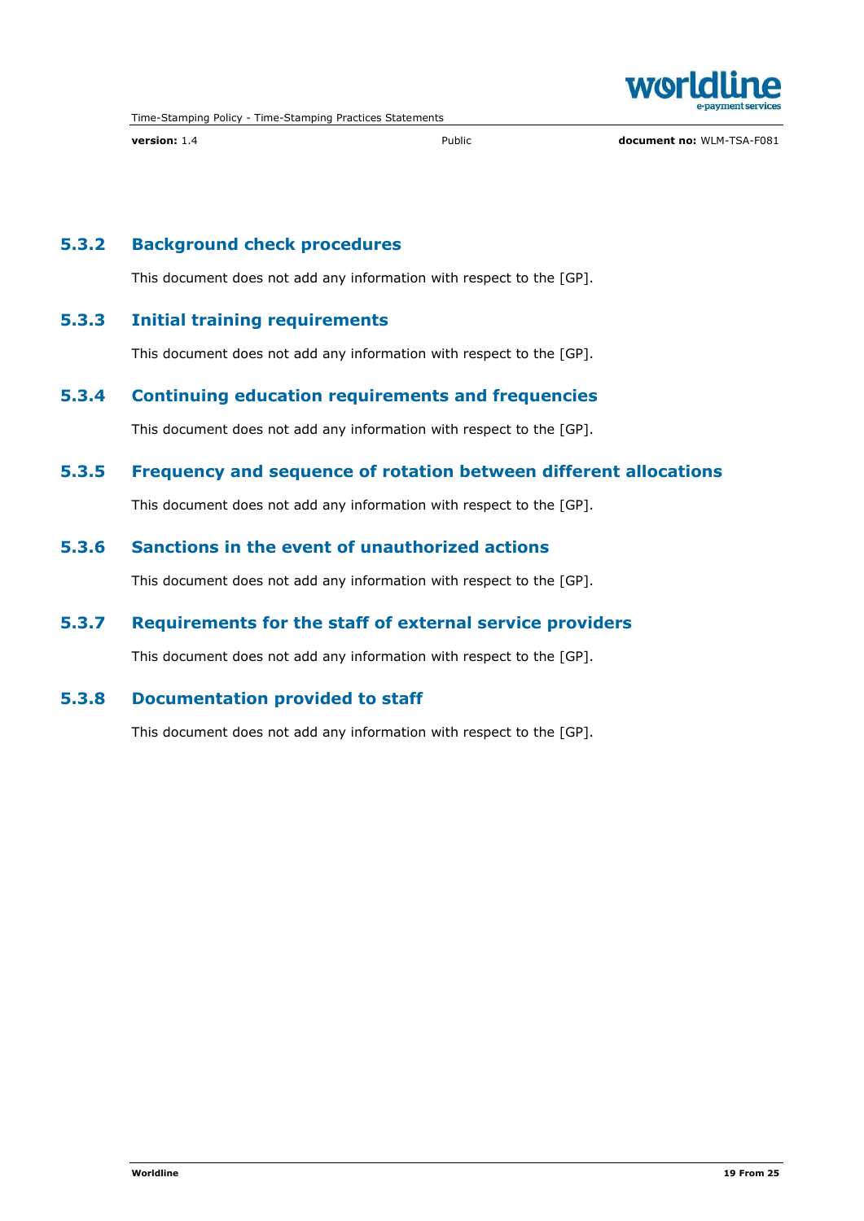### 5.3.2 Background check procedures

This document does not add any information with respect to the [GP].

### 5.3.3 Initial training requirements

This document does not add any information with respect to the [GP].

### 5.3.4 Continuing education requirements and frequencies

This document does not add any information with respect to the [GP].

### 5.3.5 Frequency and sequence of rotation between different allocations

This document does not add any information with respect to the [GP].

### 5.3.6 Sanctions in the event of unauthorized actions

This document does not add any information with respect to the [GP].

### 5.3.7 Requirements for the staff of external service providers

This document does not add any information with respect to the [GP].

### 5.3.8 Documentation provided to staff

This document does not add any information with respect to the [GP].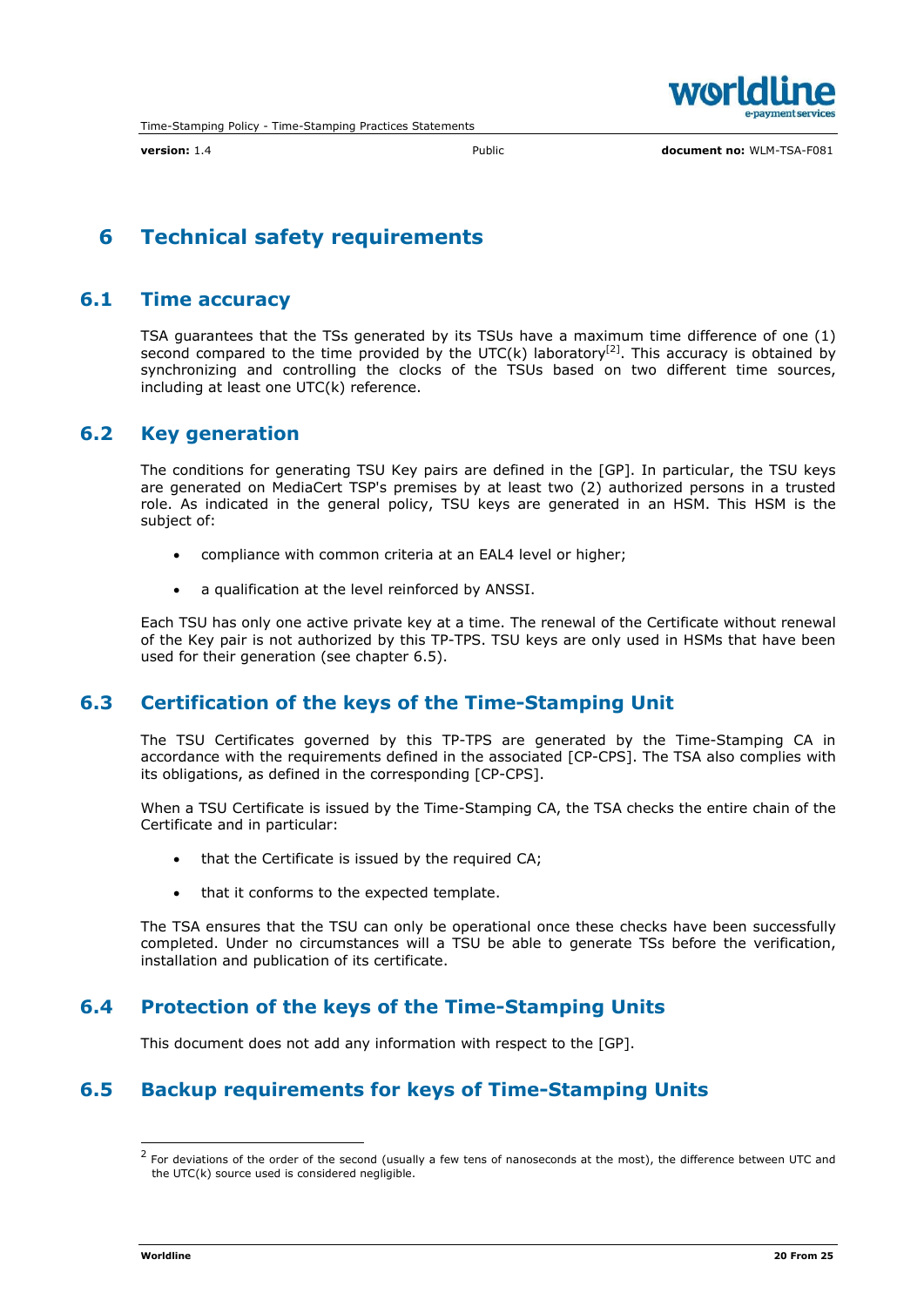# 6 Technical safety requirements

## 6.1 Time accuracy

TSA guarantees that the TSs generated by its TSUs have a maximum time difference of one (1) second compared to the time provided by the UTC(k) laboratory[2]. This accuracy is obtained by synchronizing and controlling the clocks of the TSUs based on two different time sources, including at least one UTC(k) reference.

## 6.2 Key generation

The conditions for generating TSU Key pairs are defined in the [GP]. In particular, the TSU keys are generated on MediaCert TSP's premises by at least two (2) authorized persons in a trusted role. As indicated in the general policy, TSU keys are generated in an HSM. This HSM is the subject of:

- compliance with common criteria at an EAL4 level or higher;
- a qualification at the level reinforced by ANSSI.

Each TSU has only one active private key at a time. The renewal of the Certificate without renewal of the Key pair is not authorized by this TP-TPS. TSU keys are only used in HSMs that have been used for their generation (see chapter 6.5).

## 6.3 Certification of the keys of the Time-Stamping Unit

The TSU Certificates governed by this TP-TPS are generated by the Time-Stamping CA in accordance with the requirements defined in the associated [CP-CPS]. The TSA also complies with its obligations, as defined in the corresponding [CP-CPS].

When a TSU Certificate is issued by the Time-Stamping CA, the TSA checks the entire chain of the Certificate and in particular:

- that the Certificate is issued by the required CA;
- that it conforms to the expected template.

The TSA ensures that the TSU can only be operational once these checks have been successfully completed. Under no circumstances will a TSU be able to generate TSs before the verification, installation and publication of its certificate.

## 6.4 Protection of the keys of the Time-Stamping Units

This document does not add any information with respect to the [GP].

## 6.5 Backup requirements for keys of Time-Stamping Units

[2] For deviations of the order of the second (usually a few tens of nanoseconds at the most), the difference between UTC and the UTC(k) source used is considered negligible.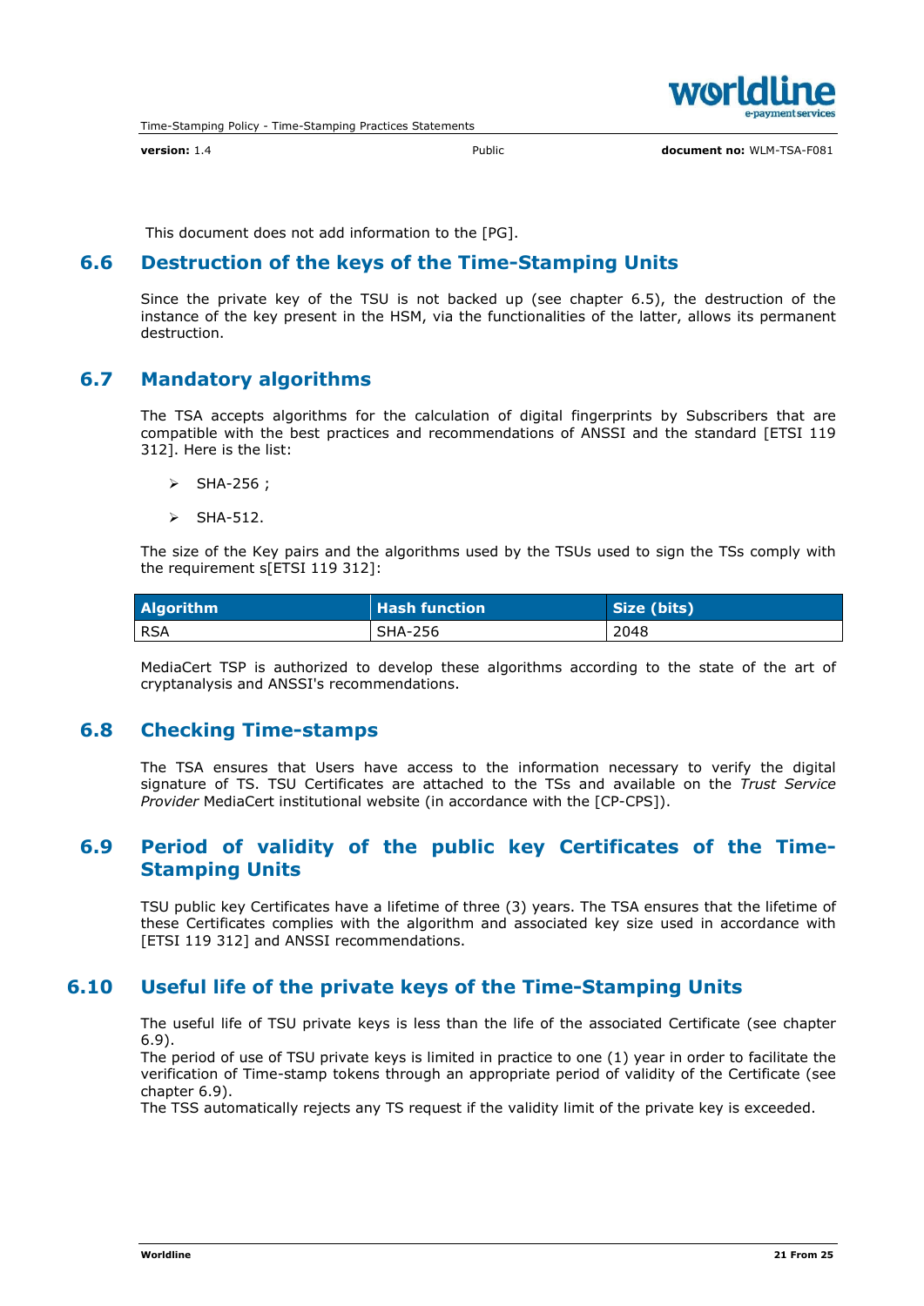This document does not add information to the [PG].

## 6.6 Destruction of the keys of the Time-Stamping Units

Since the private key of the TSU is not backed up (see chapter 6.5), the destruction of the instance of the key present in the HSM, via the functionalities of the latter, allows its permanent destruction.

## 6.7 Mandatory algorithms

The TSA accepts algorithms for the calculation of digital fingerprints by Subscribers that are compatible with the best practices and recommendations of ANSSI and the standard [ETSI 119 312]. Here is the list:

- SHA-256 ;
- SHA-512.

The size of the Key pairs and the algorithms used by the TSUs used to sign the TSs comply with the requirement s[ETSI 119 312]:

| Algorithm | Hash function | Size (bits) |
|---|---|---|
| RSA | SHA-256 | 2048 |

MediaCert TSP is authorized to develop these algorithms according to the state of the art of cryptanalysis and ANSSI's recommendations.

## 6.8 Checking Time-stamps

The TSA ensures that Users have access to the information necessary to verify the digital signature of TS. TSU Certificates are attached to the TSs and available on the *Trust Service Provider* MediaCert institutional website (in accordance with the [CP-CPS]).

## 6.9 Period of validity of the public key Certificates of the Time-Stamping Units

TSU public key Certificates have a lifetime of three (3) years. The TSA ensures that the lifetime of these Certificates complies with the algorithm and associated key size used in accordance with [ETSI 119 312] and ANSSI recommendations.

## 6.10 Useful life of the private keys of the Time-Stamping Units

The useful life of TSU private keys is less than the life of the associated Certificate (see chapter 6.9).
The period of use of TSU private keys is limited in practice to one (1) year in order to facilitate the verification of Time-stamp tokens through an appropriate period of validity of the Certificate (see chapter 6.9).
The TSS automatically rejects any TS request if the validity limit of the private key is exceeded.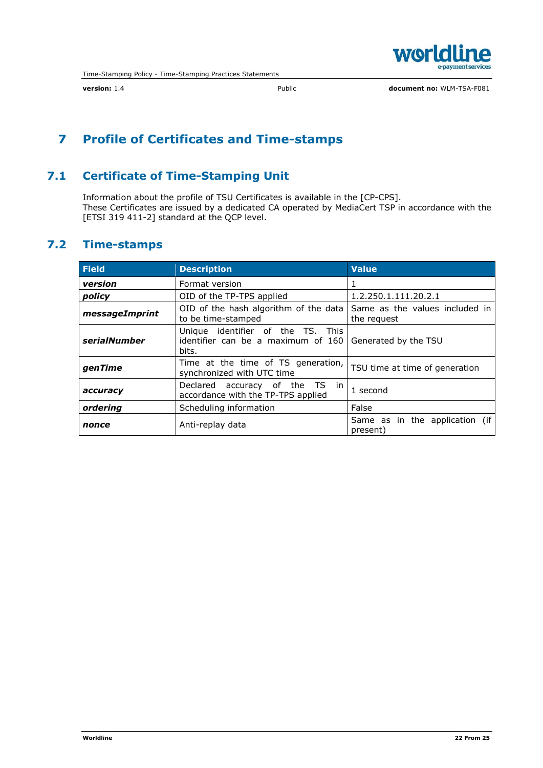# 7 Profile of Certificates and Time-stamps

## 7.1 Certificate of Time-Stamping Unit

Information about the profile of TSU Certificates is available in the [CP-CPS].
These Certificates are issued by a dedicated CA operated by MediaCert TSP in accordance with the [ETSI 319 411-2] standard at the QCP level.

## 7.2 Time-stamps

| Field | Description | Value |
|---|---|---|
| ***version*** | Format version | 1 |
| ***policy*** | OID of the TP-TPS applied | 1.2.250.1.111.20.2.1 |
| ***messageImprint*** | OID of the hash algorithm of the data to be time-stamped | Same as the values included in the request |
| ***serialNumber*** | Unique identifier of the TS. This identifier can be a maximum of 160 bits. | Generated by the TSU |
| ***genTime*** | Time at the time of TS generation, synchronized with UTC time | TSU time at time of generation |
| ***accuracy*** | Declared accuracy of the TS in accordance with the TP-TPS applied | 1 second |
| ***ordering*** | Scheduling information | False |
| ***nonce*** | Anti-replay data | Same as in the application (if present) |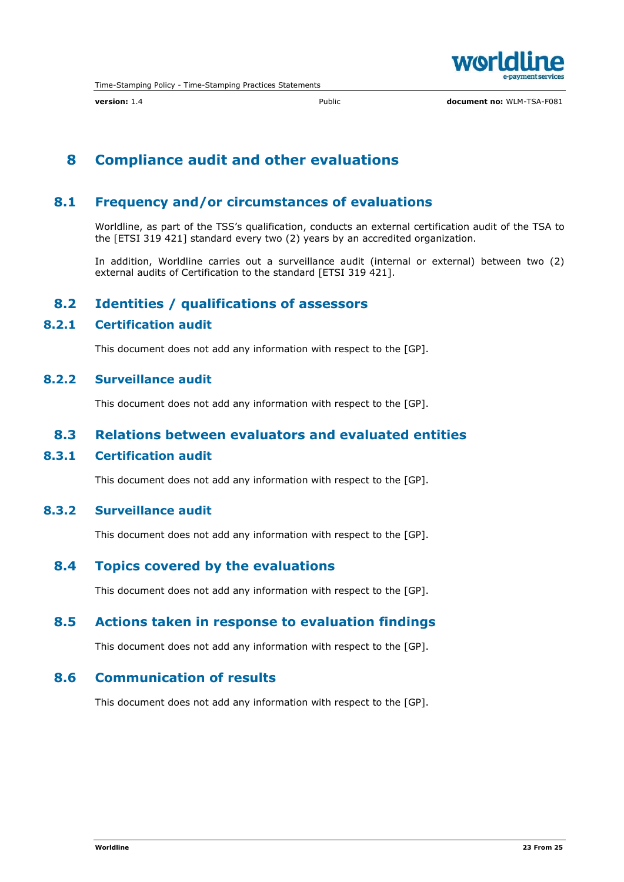# 8 Compliance audit and other evaluations

## 8.1 Frequency and/or circumstances of evaluations

Worldline, as part of the TSS's qualification, conducts an external certification audit of the TSA to the [ETSI 319 421] standard every two (2) years by an accredited organization.

In addition, Worldline carries out a surveillance audit (internal or external) between two (2) external audits of Certification to the standard [ETSI 319 421].

## 8.2 Identities / qualifications of assessors

### 8.2.1 Certification audit

This document does not add any information with respect to the [GP].

### 8.2.2 Surveillance audit

This document does not add any information with respect to the [GP].

## 8.3 Relations between evaluators and evaluated entities

### 8.3.1 Certification audit

This document does not add any information with respect to the [GP].

### 8.3.2 Surveillance audit

This document does not add any information with respect to the [GP].

## 8.4 Topics covered by the evaluations

This document does not add any information with respect to the [GP].

## 8.5 Actions taken in response to evaluation findings

This document does not add any information with respect to the [GP].

## 8.6 Communication of results

This document does not add any information with respect to the [GP].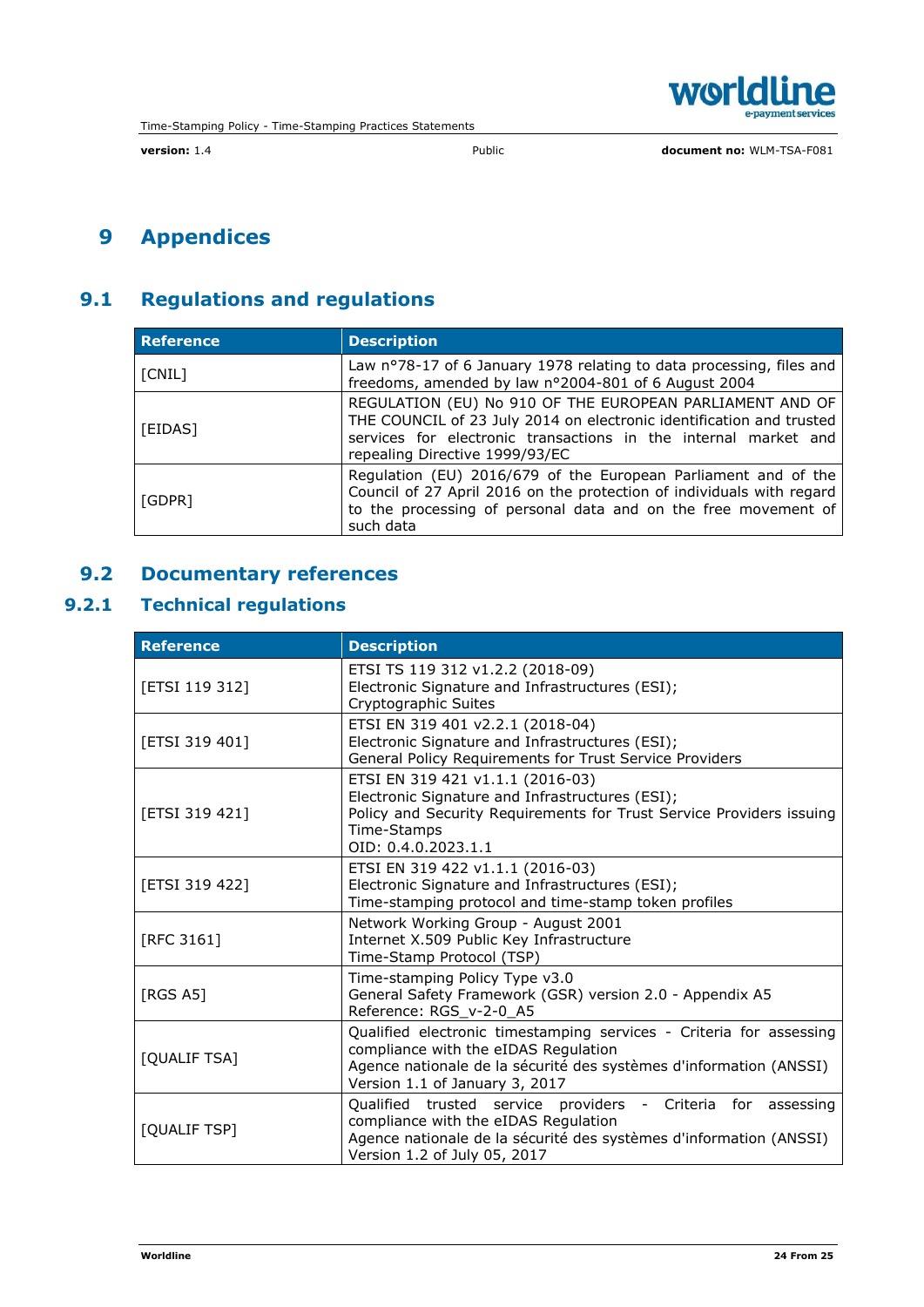# 9 Appendices

## 9.1 Regulations and regulations

| Reference | Description |
|---|---|
| [CNIL] | Law n°78-17 of 6 January 1978 relating to data processing, files and freedoms, amended by law n°2004-801 of 6 August 2004 |
| [EIDAS] | REGULATION (EU) No 910 OF THE EUROPEAN PARLIAMENT AND OF THE COUNCIL of 23 July 2014 on electronic identification and trusted services for electronic transactions in the internal market and repealing Directive 1999/93/EC |
| [GDPR] | Regulation (EU) 2016/679 of the European Parliament and of the Council of 27 April 2016 on the protection of individuals with regard to the processing of personal data and on the free movement of such data |

## 9.2 Documentary references

### 9.2.1 Technical regulations

| Reference | Description |
|---|---|
| [ETSI 119 312] | ETSI TS 119 312 v1.2.2 (2018-09)<br>Electronic Signature and Infrastructures (ESI);<br>Cryptographic Suites |
| [ETSI 319 401] | ETSI EN 319 401 v2.2.1 (2018-04)<br>Electronic Signature and Infrastructures (ESI);<br>General Policy Requirements for Trust Service Providers |
| [ETSI 319 421] | ETSI EN 319 421 v1.1.1 (2016-03)<br>Electronic Signature and Infrastructures (ESI);<br>Policy and Security Requirements for Trust Service Providers issuing Time-Stamps<br>OID: 0.4.0.2023.1.1 |
| [ETSI 319 422] | ETSI EN 319 422 v1.1.1 (2016-03)<br>Electronic Signature and Infrastructures (ESI);<br>Time-stamping protocol and time-stamp token profiles |
| [RFC 3161] | Network Working Group - August 2001<br>Internet X.509 Public Key Infrastructure<br>Time-Stamp Protocol (TSP) |
| [RGS A5] | Time-stamping Policy Type v3.0<br>General Safety Framework (GSR) version 2.0 - Appendix A5<br>Reference: RGS_v-2-0_A5 |
| [QUALIF TSA] | Qualified electronic timestamping services - Criteria for assessing compliance with the eIDAS Regulation<br>Agence nationale de la sécurité des systèmes d'information (ANSSI)<br>Version 1.1 of January 3, 2017 |
| [QUALIF TSP] | Qualified trusted service providers - Criteria for assessing compliance with the eIDAS Regulation<br>Agence nationale de la sécurité des systèmes d'information (ANSSI)<br>Version 1.2 of July 05, 2017 |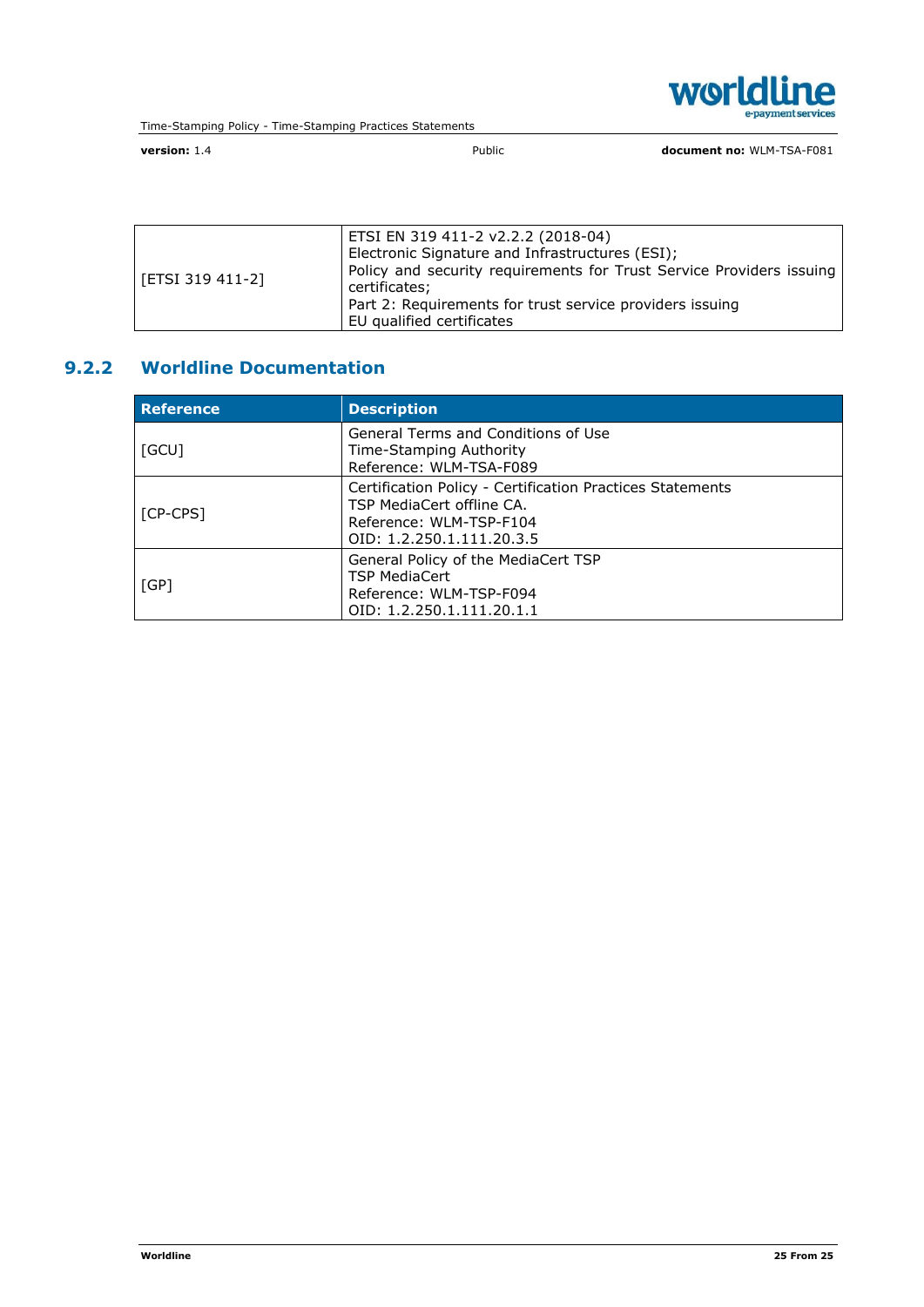| | |
|---|---|
| [ETSI 319 411-2] | ETSI EN 319 411-2 v2.2.2 (2018-04)<br>Electronic Signature and Infrastructures (ESI);<br>Policy and security requirements for Trust Service Providers issuing certificates;<br>Part 2: Requirements for trust service providers issuing EU qualified certificates |

### 9.2.2 Worldline Documentation

| Reference | Description |
|---|---|
| [GCU] | General Terms and Conditions of Use<br>Time-Stamping Authority<br>Reference: WLM-TSA-F089 |
| [CP-CPS] | Certification Policy - Certification Practices Statements<br>TSP MediaCert offline CA.<br>Reference: WLM-TSP-F104<br>OID: 1.2.250.1.111.20.3.5 |
| [GP] | General Policy of the MediaCert TSP<br>TSP MediaCert<br>Reference: WLM-TSP-F094<br>OID: 1.2.250.1.111.20.1.1 |